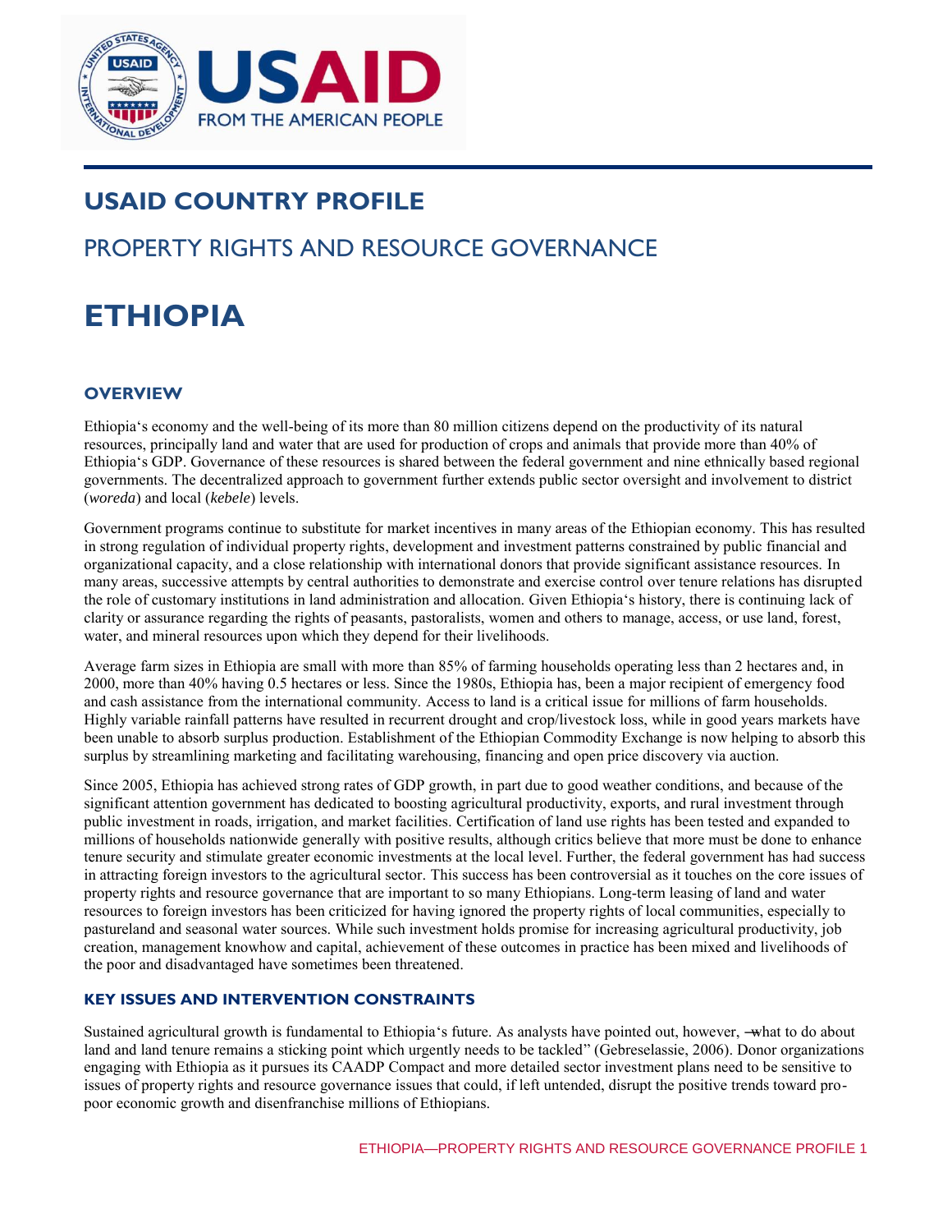# USAID COUNTRY PROFILE

## PROPERTY RIGHTS AND RESOURCE GOVERNANCE

# ETHIOPIA

### OVERVIEW

Ethiopia's economy and the well-being of its more than 80 million citizens depend on the productivity of its natural resources, principally land and water that are used for production of crops and animals that provide more than 40% of Ethiopia's GDP. Governance of these resources is shared between the federal government and nine ethnically based regional governments. The decentralized approach to government further extends public sector oversight and involvement to district (*woreda*) and local (*kebele*) levels.

Government programs continue to substitute for market incentives in many areas of the Ethiopian economy. This has resulted in strong regulation of individual property rights, development and investment patterns constrained by public financial and organizational capacity, and a close relationship with international donors that provide significant assistance resources. In many areas, successive attempts by central authorities to demonstrate and exercise control over tenure relations has disrupted the role of customary institutions in land administration and allocation. Given Ethiopia's history, there is continuing lack of clarity or assurance regarding the rights of peasants, pastoralists, women and others to manage, access, or use land, forest, water, and mineral resources upon which they depend for their livelihoods.

Average farm sizes in Ethiopia are small with more than 85% of farming households operating less than 2 hectares and, in 2000, more than 40% having 0.5 hectares or less. Since the 1980s, Ethiopia has, been a major recipient of emergency food and cash assistance from the international community. Access to land is a critical issue for millions of farm households. Highly variable rainfall patterns have resulted in recurrent drought and crop/livestock loss, while in good years markets have been unable to absorb surplus production. Establishment of the Ethiopian Commodity Exchange is now helping to absorb this surplus by streamlining marketing and facilitating warehousing, financing and open price discovery via auction.

Since 2005, Ethiopia has achieved strong rates of GDP growth, in part due to good weather conditions, and because of the significant attention government has dedicated to boosting agricultural productivity, exports, and rural investment through public investment in roads, irrigation, and market facilities. Certification of land use rights has been tested and expanded to millions of households nationwide generally with positive results, although critics believe that more must be done to enhance tenure security and stimulate greater economic investments at the local level. Further, the federal government has had success in attracting foreign investors to the agricultural sector. This success has been controversial as it touches on the core issues of property rights and resource governance that are important to so many Ethiopians. Long-term leasing of land and water resources to foreign investors has been criticized for having ignored the property rights of local communities, especially to pastureland and seasonal water sources. While such investment holds promise for increasing agricultural productivity, job creation, management knowhow and capital, achievement of these outcomes in practice has been mixed and livelihoods of the poor and disadvantaged have sometimes been threatened.

### KEY ISSUES AND INTERVENTION CONSTRAINTS

Sustained agricultural growth is fundamental to Ethiopia's future. As analysts have pointed out, however, "what to do about land and land tenure remains a sticking point which urgently needs to be tackled" (Gebreselassie, 2006). Donor organizations engaging with Ethiopia as it pursues its CAADP Compact and more detailed sector investment plans need to be sensitive to issues of property rights and resource governance issues that could, if left untended, disrupt the positive trends toward pro-poor economic growth and disenfranchise millions of Ethiopians.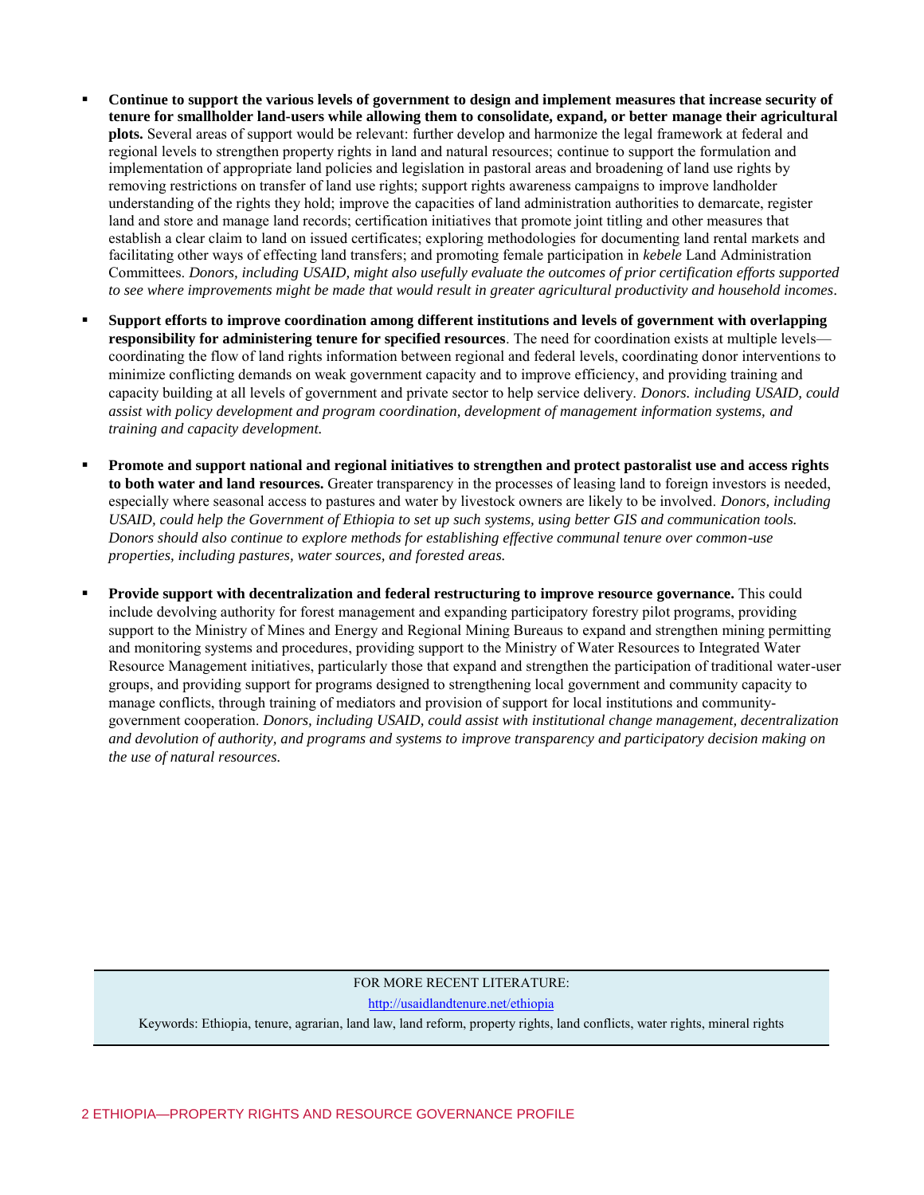- **Continue to support the various levels of government to design and implement measures that increase security of tenure for smallholder land-users while allowing them to consolidate, expand, or better manage their agricultural plots.** Several areas of support would be relevant: further develop and harmonize the legal framework at federal and regional levels to strengthen property rights in land and natural resources; continue to support the formulation and implementation of appropriate land policies and legislation in pastoral areas and broadening of land use rights by removing restrictions on transfer of land use rights; support rights awareness campaigns to improve landholder understanding of the rights they hold; improve the capacities of land administration authorities to demarcate, register land and store and manage land records; certification initiatives that promote joint titling and other measures that establish a clear claim to land on issued certificates; exploring methodologies for documenting land rental markets and facilitating other ways of effecting land transfers; and promoting female participation in *kebele* Land Administration Committees. *Donors, including USAID, might also usefully evaluate the outcomes of prior certification efforts supported to see where improvements might be made that would result in greater agricultural productivity and household incomes*.

- **Support efforts to improve coordination among different institutions and levels of government with overlapping responsibility for administering tenure for specified resources**. The need for coordination exists at multiple levels—coordinating the flow of land rights information between regional and federal levels, coordinating donor interventions to minimize conflicting demands on weak government capacity and to improve efficiency, and providing training and capacity building at all levels of government and private sector to help service delivery. *Donors. including USAID, could assist with policy development and program coordination, development of management information systems, and training and capacity development.*

- **Promote and support national and regional initiatives to strengthen and protect pastoralist use and access rights to both water and land resources.** Greater transparency in the processes of leasing land to foreign investors is needed, especially where seasonal access to pastures and water by livestock owners are likely to be involved. *Donors, including USAID, could help the Government of Ethiopia to set up such systems, using better GIS and communication tools. Donors should also continue to explore methods for establishing effective communal tenure over common-use properties, including pastures, water sources, and forested areas.*

- **Provide support with decentralization and federal restructuring to improve resource governance.** This could include devolving authority for forest management and expanding participatory forestry pilot programs, providing support to the Ministry of Mines and Energy and Regional Mining Bureaus to expand and strengthen mining permitting and monitoring systems and procedures, providing support to the Ministry of Water Resources to Integrated Water Resource Management initiatives, particularly those that expand and strengthen the participation of traditional water-user groups, and providing support for programs designed to strengthening local government and community capacity to manage conflicts, through training of mediators and provision of support for local institutions and community-government cooperation. *Donors, including USAID, could assist with institutional change management, decentralization and devolution of authority, and programs and systems to improve transparency and participatory decision making on the use of natural resources.*

FOR MORE RECENT LITERATURE:

http://usaidlandtenure.net/ethiopia

Keywords: Ethiopia, tenure, agrarian, land law, land reform, property rights, land conflicts, water rights, mineral rights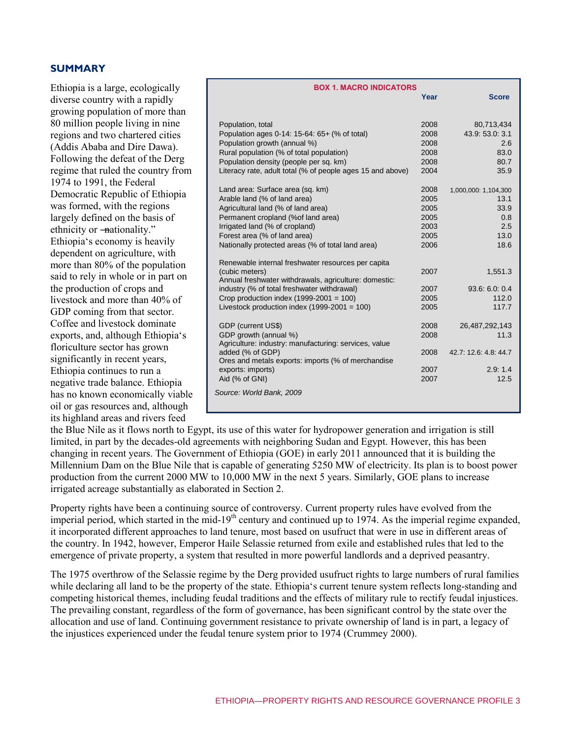## SUMMARY

Ethiopia is a large, ecologically diverse country with a rapidly growing population of more than 80 million people living in nine regions and two chartered cities (Addis Ababa and Dire Dawa). Following the defeat of the Derg regime that ruled the country from 1974 to 1991, the Federal Democratic Republic of Ethiopia was formed, with the regions largely defined on the basis of ethnicity or "nationality." Ethiopia's economy is heavily dependent on agriculture, with more than 80% of the population said to rely in whole or in part on the production of crops and livestock and more than 40% of GDP coming from that sector. Coffee and livestock dominate exports, and, although Ethiopia's floriculture sector has grown significantly in recent years, Ethiopia continues to run a negative trade balance. Ethiopia has no known economically viable oil or gas resources and, although its highland areas and rivers feed the Blue Nile as it flows north to Egypt, its use of this water for hydropower generation and irrigation is still limited, in part by the decades-old agreements with neighboring Sudan and Egypt. However, this has been changing in recent years. The Government of Ethiopia (GOE) in early 2011 announced that it is building the Millennium Dam on the Blue Nile that is capable of generating 5250 MW of electricity. Its plan is to boost power production from the current 2000 MW to 10,000 MW in the next 5 years. Similarly, GOE plans to increase irrigated acreage substantially as elaborated in Section 2.

**BOX 1. MACRO INDICATORS**

| | Year | Score |
|---|---|---|
| Population, total | 2008 | 80,713,434 |
| Population ages 0-14: 15-64: 65+ (% of total) | 2008 | 43.9: 53.0: 3.1 |
| Population growth (annual %) | 2008 | 2.6 |
| Rural population (% of total population) | 2008 | 83.0 |
| Population density (people per sq. km) | 2008 | 80.7 |
| Literacy rate, adult total (% of people ages 15 and above) | 2004 | 35.9 |
| Land area: Surface area (sq. km) | 2008 | 1,000,000: 1,104,300 |
| Arable land (% of land area) | 2005 | 13.1 |
| Agricultural land (% of land area) | 2005 | 33.9 |
| Permanent cropland (%of land area) | 2005 | 0.8 |
| Irrigated land (% of cropland) | 2003 | 2.5 |
| Forest area (% of land area) | 2005 | 13.0 |
| Nationally protected areas (% of total land area) | 2006 | 18.6 |
| Renewable internal freshwater resources per capita (cubic meters) | 2007 | 1,551.3 |
| Annual freshwater withdrawals, agriculture: domestic: industry (% of total freshwater withdrawal) | 2007 | 93.6: 6.0: 0.4 |
| Crop production index (1999-2001 = 100) | 2005 | 112.0 |
| Livestock production index (1999-2001 = 100) | 2005 | 117.7 |
| GDP (current US$) | 2008 | 26,487,292,143 |
| GDP growth (annual %) | 2008 | 11.3 |
| Agriculture: industry: manufacturing: services, value added (% of GDP) | 2008 | 42.7: 12.6: 4.8: 44.7 |
| Ores and metals exports: imports (% of merchandise exports: imports) | 2007 | 2.9: 1.4 |
| Aid (% of GNI) | 2007 | 12.5 |

*Source: World Bank, 2009*

Property rights have been a continuing source of controversy. Current property rules have evolved from the imperial period, which started in the mid-19th century and continued up to 1974. As the imperial regime expanded, it incorporated different approaches to land tenure, most based on usufruct that were in use in different areas of the country. In 1942, however, Emperor Haile Selassie returned from exile and established rules that led to the emergence of private property, a system that resulted in more powerful landlords and a deprived peasantry.

The 1975 overthrow of the Selassie regime by the Derg provided usufruct rights to large numbers of rural families while declaring all land to be the property of the state. Ethiopia's current tenure system reflects long-standing and competing historical themes, including feudal traditions and the effects of military rule to rectify feudal injustices. The prevailing constant, regardless of the form of governance, has been significant control by the state over the allocation and use of land. Continuing government resistance to private ownership of land is in part, a legacy of the injustices experienced under the feudal tenure system prior to 1974 (Crummey 2000).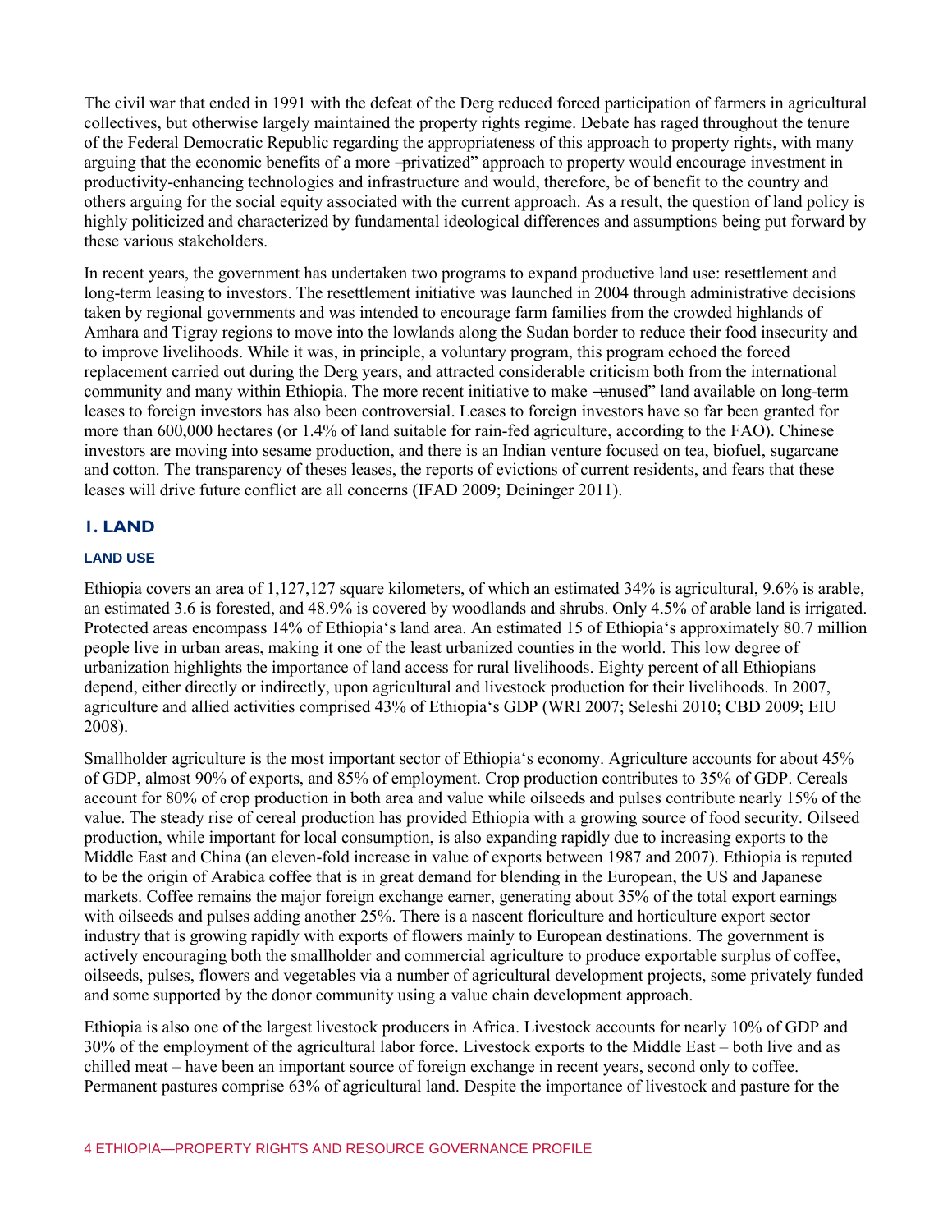The civil war that ended in 1991 with the defeat of the Derg reduced forced participation of farmers in agricultural collectives, but otherwise largely maintained the property rights regime. Debate has raged throughout the tenure of the Federal Democratic Republic regarding the appropriateness of this approach to property rights, with many arguing that the economic benefits of a more ―privatized" approach to property would encourage investment in productivity-enhancing technologies and infrastructure and would, therefore, be of benefit to the country and others arguing for the social equity associated with the current approach. As a result, the question of land policy is highly politicized and characterized by fundamental ideological differences and assumptions being put forward by these various stakeholders.

In recent years, the government has undertaken two programs to expand productive land use: resettlement and long-term leasing to investors. The resettlement initiative was launched in 2004 through administrative decisions taken by regional governments and was intended to encourage farm families from the crowded highlands of Amhara and Tigray regions to move into the lowlands along the Sudan border to reduce their food insecurity and to improve livelihoods. While it was, in principle, a voluntary program, this program echoed the forced replacement carried out during the Derg years, and attracted considerable criticism both from the international community and many within Ethiopia. The more recent initiative to make ―unused" land available on long-term leases to foreign investors has also been controversial. Leases to foreign investors have so far been granted for more than 600,000 hectares (or 1.4% of land suitable for rain-fed agriculture, according to the FAO). Chinese investors are moving into sesame production, and there is an Indian venture focused on tea, biofuel, sugarcane and cotton. The transparency of theses leases, the reports of evictions of current residents, and fears that these leases will drive future conflict are all concerns (IFAD 2009; Deininger 2011).

## 1. LAND

### LAND USE

Ethiopia covers an area of 1,127,127 square kilometers, of which an estimated 34% is agricultural, 9.6% is arable, an estimated 3.6 is forested, and 48.9% is covered by woodlands and shrubs. Only 4.5% of arable land is irrigated. Protected areas encompass 14% of Ethiopia's land area. An estimated 15 of Ethiopia's approximately 80.7 million people live in urban areas, making it one of the least urbanized counties in the world. This low degree of urbanization highlights the importance of land access for rural livelihoods. Eighty percent of all Ethiopians depend, either directly or indirectly, upon agricultural and livestock production for their livelihoods. In 2007, agriculture and allied activities comprised 43% of Ethiopia's GDP (WRI 2007; Seleshi 2010; CBD 2009; EIU 2008).

Smallholder agriculture is the most important sector of Ethiopia's economy. Agriculture accounts for about 45% of GDP, almost 90% of exports, and 85% of employment. Crop production contributes to 35% of GDP. Cereals account for 80% of crop production in both area and value while oilseeds and pulses contribute nearly 15% of the value. The steady rise of cereal production has provided Ethiopia with a growing source of food security. Oilseed production, while important for local consumption, is also expanding rapidly due to increasing exports to the Middle East and China (an eleven-fold increase in value of exports between 1987 and 2007). Ethiopia is reputed to be the origin of Arabica coffee that is in great demand for blending in the European, the US and Japanese markets. Coffee remains the major foreign exchange earner, generating about 35% of the total export earnings with oilseeds and pulses adding another 25%. There is a nascent floriculture and horticulture export sector industry that is growing rapidly with exports of flowers mainly to European destinations. The government is actively encouraging both the smallholder and commercial agriculture to produce exportable surplus of coffee, oilseeds, pulses, flowers and vegetables via a number of agricultural development projects, some privately funded and some supported by the donor community using a value chain development approach.

Ethiopia is also one of the largest livestock producers in Africa. Livestock accounts for nearly 10% of GDP and 30% of the employment of the agricultural labor force. Livestock exports to the Middle East – both live and as chilled meat – have been an important source of foreign exchange in recent years, second only to coffee. Permanent pastures comprise 63% of agricultural land. Despite the importance of livestock and pasture for the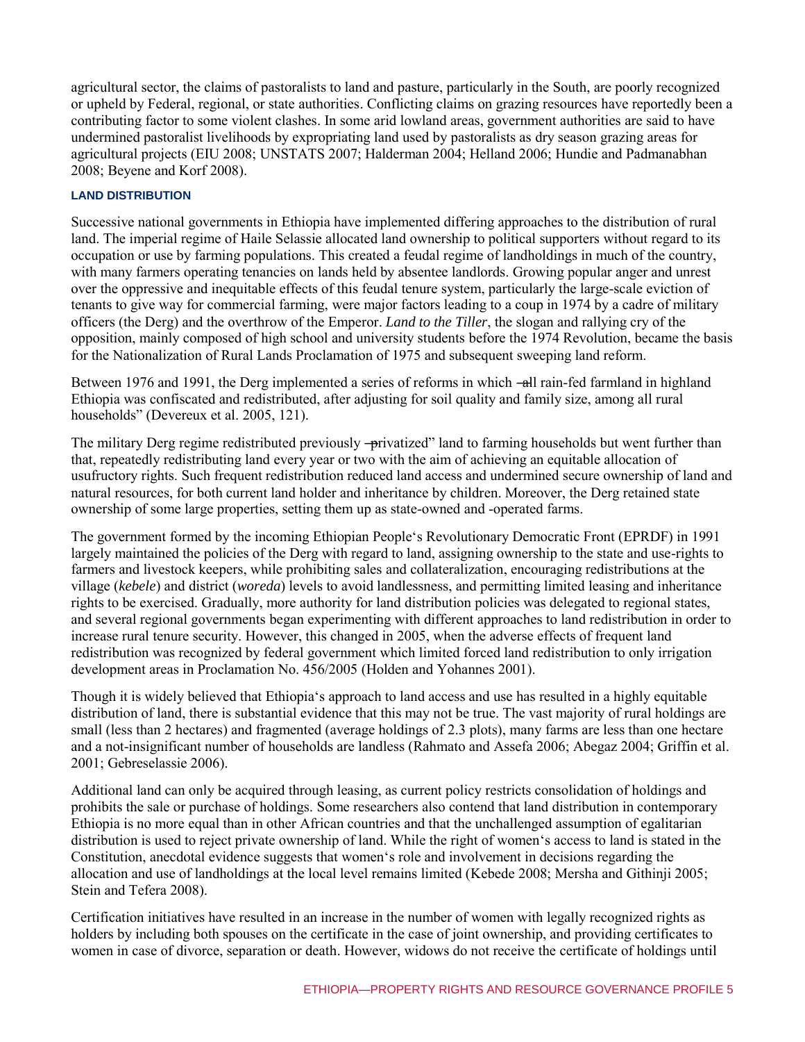agricultural sector, the claims of pastoralists to land and pasture, particularly in the South, are poorly recognized or upheld by Federal, regional, or state authorities. Conflicting claims on grazing resources have reportedly been a contributing factor to some violent clashes. In some arid lowland areas, government authorities are said to have undermined pastoralist livelihoods by expropriating land used by pastoralists as dry season grazing areas for agricultural projects (EIU 2008; UNSTATS 2007; Halderman 2004; Helland 2006; Hundie and Padmanabhan 2008; Beyene and Korf 2008).

### LAND DISTRIBUTION

Successive national governments in Ethiopia have implemented differing approaches to the distribution of rural land. The imperial regime of Haile Selassie allocated land ownership to political supporters without regard to its occupation or use by farming populations. This created a feudal regime of landholdings in much of the country, with many farmers operating tenancies on lands held by absentee landlords. Growing popular anger and unrest over the oppressive and inequitable effects of this feudal tenure system, particularly the large-scale eviction of tenants to give way for commercial farming, were major factors leading to a coup in 1974 by a cadre of military officers (the Derg) and the overthrow of the Emperor. *Land to the Tiller*, the slogan and rallying cry of the opposition, mainly composed of high school and university students before the 1974 Revolution, became the basis for the Nationalization of Rural Lands Proclamation of 1975 and subsequent sweeping land reform.

Between 1976 and 1991, the Derg implemented a series of reforms in which ―all rain-fed farmland in highland Ethiopia was confiscated and redistributed, after adjusting for soil quality and family size, among all rural households" (Devereux et al. 2005, 121).

The military Derg regime redistributed previously ―privatized" land to farming households but went further than that, repeatedly redistributing land every year or two with the aim of achieving an equitable allocation of usufructory rights. Such frequent redistribution reduced land access and undermined secure ownership of land and natural resources, for both current land holder and inheritance by children. Moreover, the Derg retained state ownership of some large properties, setting them up as state-owned and -operated farms.

The government formed by the incoming Ethiopian People's Revolutionary Democratic Front (EPRDF) in 1991 largely maintained the policies of the Derg with regard to land, assigning ownership to the state and use-rights to farmers and livestock keepers, while prohibiting sales and collateralization, encouraging redistributions at the village (*kebele*) and district (*woreda*) levels to avoid landlessness, and permitting limited leasing and inheritance rights to be exercised. Gradually, more authority for land distribution policies was delegated to regional states, and several regional governments began experimenting with different approaches to land redistribution in order to increase rural tenure security. However, this changed in 2005, when the adverse effects of frequent land redistribution was recognized by federal government which limited forced land redistribution to only irrigation development areas in Proclamation No. 456/2005 (Holden and Yohannes 2001).

Though it is widely believed that Ethiopia's approach to land access and use has resulted in a highly equitable distribution of land, there is substantial evidence that this may not be true. The vast majority of rural holdings are small (less than 2 hectares) and fragmented (average holdings of 2.3 plots), many farms are less than one hectare and a not-insignificant number of households are landless (Rahmato and Assefa 2006; Abegaz 2004; Griffin et al. 2001; Gebreselassie 2006).

Additional land can only be acquired through leasing, as current policy restricts consolidation of holdings and prohibits the sale or purchase of holdings. Some researchers also contend that land distribution in contemporary Ethiopia is no more equal than in other African countries and that the unchallenged assumption of egalitarian distribution is used to reject private ownership of land. While the right of women's access to land is stated in the Constitution, anecdotal evidence suggests that women's role and involvement in decisions regarding the allocation and use of landholdings at the local level remains limited (Kebede 2008; Mersha and Githinji 2005; Stein and Tefera 2008).

Certification initiatives have resulted in an increase in the number of women with legally recognized rights as holders by including both spouses on the certificate in the case of joint ownership, and providing certificates to women in case of divorce, separation or death. However, widows do not receive the certificate of holdings until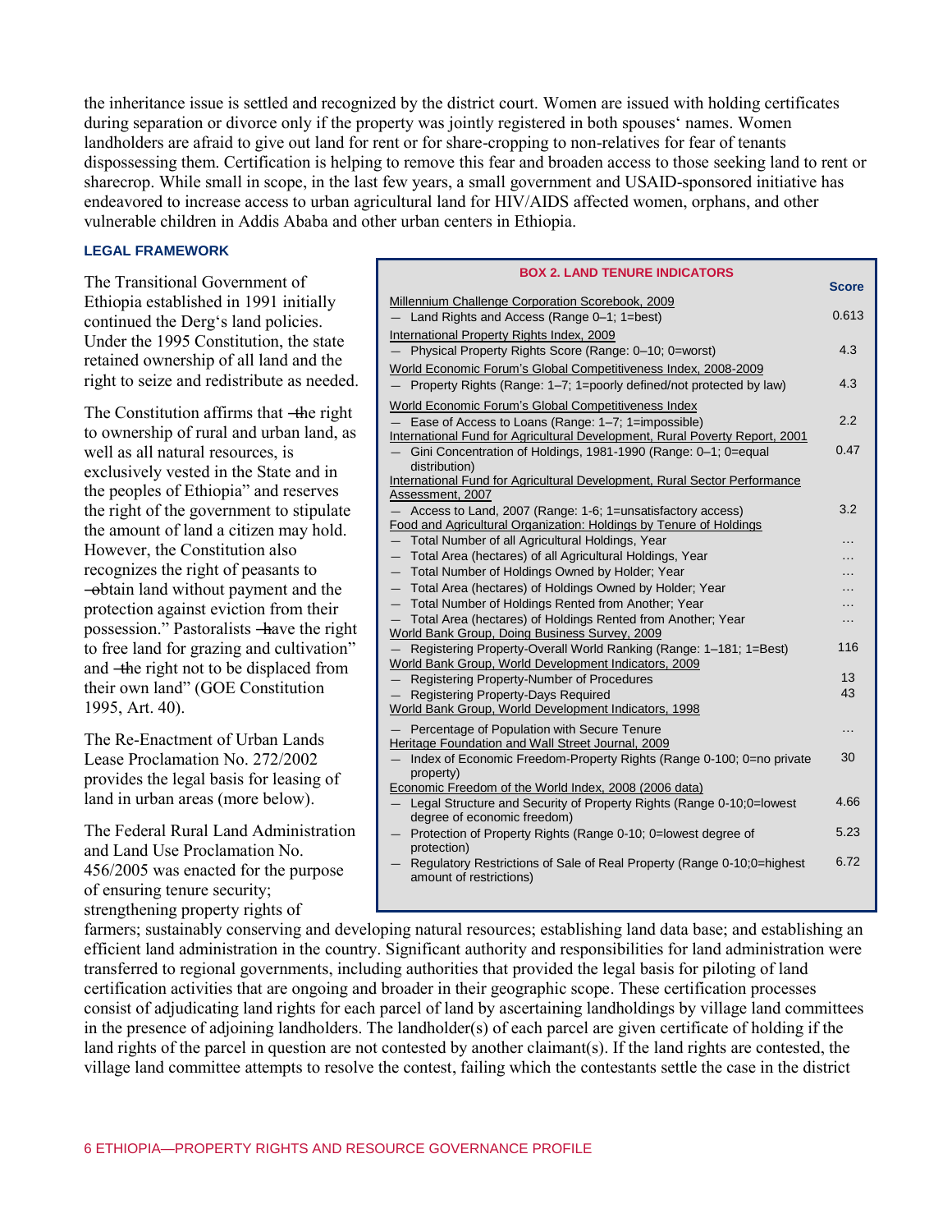the inheritance issue is settled and recognized by the district court. Women are issued with holding certificates during separation or divorce only if the property was jointly registered in both spouses' names. Women landholders are afraid to give out land for rent or for share-cropping to non-relatives for fear of tenants dispossessing them. Certification is helping to remove this fear and broaden access to those seeking land to rent or sharecrop. While small in scope, in the last few years, a small government and USAID-sponsored initiative has endeavored to increase access to urban agricultural land for HIV/AIDS affected women, orphans, and other vulnerable children in Addis Ababa and other urban centers in Ethiopia.

### LEGAL FRAMEWORK

The Transitional Government of Ethiopia established in 1991 initially continued the Derg's land policies. Under the 1995 Constitution, the state retained ownership of all land and the right to seize and redistribute as needed.

The Constitution affirms that "the right to ownership of rural and urban land, as well as all natural resources, is exclusively vested in the State and in the peoples of Ethiopia" and reserves the right of the government to stipulate the amount of land a citizen may hold. However, the Constitution also recognizes the right of peasants to "obtain land without payment and the protection against eviction from their possession." Pastoralists "have the right to free land for grazing and cultivation" and "the right not to be displaced from their own land" (GOE Constitution 1995, Art. 40).

The Re-Enactment of Urban Lands Lease Proclamation No. 272/2002 provides the legal basis for leasing of land in urban areas (more below).

**BOX 2. LAND TENURE INDICATORS**

| | Score |
|---|---|
| Millennium Challenge Corporation Scorebook, 2009 | |
| — Land Rights and Access (Range 0–1; 1=best) | 0.613 |
| International Property Rights Index, 2009 | |
| — Physical Property Rights Score (Range: 0–10; 0=worst) | 4.3 |
| World Economic Forum's Global Competitiveness Index, 2008-2009 | |
| — Property Rights (Range: 1–7; 1=poorly defined/not protected by law) | 4.3 |
| World Economic Forum's Global Competitiveness Index | |
| — Ease of Access to Loans (Range: 1–7; 1=impossible) | 2.2 |
| International Fund for Agricultural Development, Rural Poverty Report, 2001 | |
| — Gini Concentration of Holdings, 1981-1990 (Range: 0–1; 0=equal distribution) | 0.47 |
| International Fund for Agricultural Development, Rural Sector Performance Assessment, 2007 | |
| — Access to Land, 2007 (Range: 1-6; 1=unsatisfactory access) | 3.2 |
| Food and Agricultural Organization: Holdings by Tenure of Holdings | |
| — Total Number of all Agricultural Holdings, Year | … |
| — Total Area (hectares) of all Agricultural Holdings, Year | … |
| — Total Number of Holdings Owned by Holder; Year | … |
| — Total Area (hectares) of Holdings Owned by Holder; Year | … |
| — Total Number of Holdings Rented from Another; Year | … |
| — Total Area (hectares) of Holdings Rented from Another; Year | … |
| World Bank Group, Doing Business Survey, 2009 | |
| — Registering Property-Overall World Ranking (Range: 1–181; 1=Best) | 116 |
| World Bank Group, World Development Indicators, 2009 | |
| — Registering Property-Number of Procedures | 13 |
| — Registering Property-Days Required | 43 |
| World Bank Group, World Development Indicators, 1998 | |
| — Percentage of Population with Secure Tenure | … |
| Heritage Foundation and Wall Street Journal, 2009 | |
| — Index of Economic Freedom-Property Rights (Range 0-100; 0=no private property) | 30 |
| Economic Freedom of the World Index, 2008 (2006 data) | |
| — Legal Structure and Security of Property Rights (Range 0-10;0=lowest degree of economic freedom) | 4.66 |
| — Protection of Property Rights (Range 0-10; 0=lowest degree of protection) | 5.23 |
| — Regulatory Restrictions of Sale of Real Property (Range 0-10;0=highest amount of restrictions) | 6.72 |

The Federal Rural Land Administration and Land Use Proclamation No. 456/2005 was enacted for the purpose of ensuring tenure security; strengthening property rights of farmers; sustainably conserving and developing natural resources; establishing land data base; and establishing an efficient land administration in the country. Significant authority and responsibilities for land administration were transferred to regional governments, including authorities that provided the legal basis for piloting of land certification activities that are ongoing and broader in their geographic scope. These certification processes consist of adjudicating land rights for each parcel of land by ascertaining landholdings by village land committees in the presence of adjoining landholders. The landholder(s) of each parcel are given certificate of holding if the land rights of the parcel in question are not contested by another claimant(s). If the land rights are contested, the village land committee attempts to resolve the contest, failing which the contestants settle the case in the district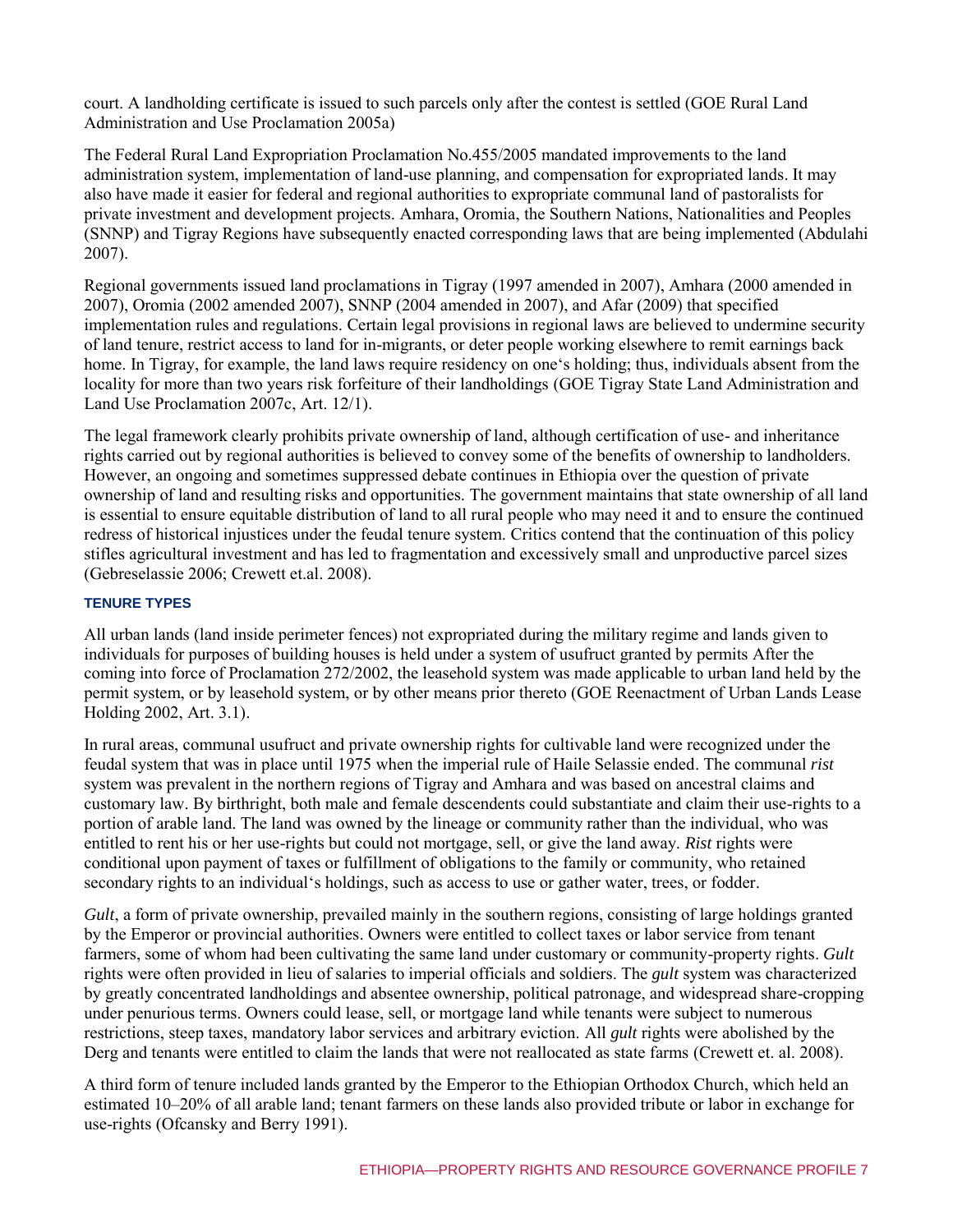court. A landholding certificate is issued to such parcels only after the contest is settled (GOE Rural Land Administration and Use Proclamation 2005a)

The Federal Rural Land Expropriation Proclamation No.455/2005 mandated improvements to the land administration system, implementation of land-use planning, and compensation for expropriated lands. It may also have made it easier for federal and regional authorities to expropriate communal land of pastoralists for private investment and development projects. Amhara, Oromia, the Southern Nations, Nationalities and Peoples (SNNP) and Tigray Regions have subsequently enacted corresponding laws that are being implemented (Abdulahi 2007).

Regional governments issued land proclamations in Tigray (1997 amended in 2007), Amhara (2000 amended in 2007), Oromia (2002 amended 2007), SNNP (2004 amended in 2007), and Afar (2009) that specified implementation rules and regulations. Certain legal provisions in regional laws are believed to undermine security of land tenure, restrict access to land for in-migrants, or deter people working elsewhere to remit earnings back home. In Tigray, for example, the land laws require residency on one's holding; thus, individuals absent from the locality for more than two years risk forfeiture of their landholdings (GOE Tigray State Land Administration and Land Use Proclamation 2007c, Art. 12/1).

The legal framework clearly prohibits private ownership of land, although certification of use- and inheritance rights carried out by regional authorities is believed to convey some of the benefits of ownership to landholders. However, an ongoing and sometimes suppressed debate continues in Ethiopia over the question of private ownership of land and resulting risks and opportunities. The government maintains that state ownership of all land is essential to ensure equitable distribution of land to all rural people who may need it and to ensure the continued redress of historical injustices under the feudal tenure system. Critics contend that the continuation of this policy stifles agricultural investment and has led to fragmentation and excessively small and unproductive parcel sizes (Gebreselassie 2006; Crewett et.al. 2008).

#### TENURE TYPES

All urban lands (land inside perimeter fences) not expropriated during the military regime and lands given to individuals for purposes of building houses is held under a system of usufruct granted by permits After the coming into force of Proclamation 272/2002, the leasehold system was made applicable to urban land held by the permit system, or by leasehold system, or by other means prior thereto (GOE Reenactment of Urban Lands Lease Holding 2002, Art. 3.1).

In rural areas, communal usufruct and private ownership rights for cultivable land were recognized under the feudal system that was in place until 1975 when the imperial rule of Haile Selassie ended. The communal *rist* system was prevalent in the northern regions of Tigray and Amhara and was based on ancestral claims and customary law. By birthright, both male and female descendents could substantiate and claim their use-rights to a portion of arable land. The land was owned by the lineage or community rather than the individual, who was entitled to rent his or her use-rights but could not mortgage, sell, or give the land away. *Rist* rights were conditional upon payment of taxes or fulfillment of obligations to the family or community, who retained secondary rights to an individual's holdings, such as access to use or gather water, trees, or fodder.

*Gult*, a form of private ownership, prevailed mainly in the southern regions, consisting of large holdings granted by the Emperor or provincial authorities. Owners were entitled to collect taxes or labor service from tenant farmers, some of whom had been cultivating the same land under customary or community-property rights. *Gult* rights were often provided in lieu of salaries to imperial officials and soldiers. The *gult* system was characterized by greatly concentrated landholdings and absentee ownership, political patronage, and widespread share-cropping under penurious terms. Owners could lease, sell, or mortgage land while tenants were subject to numerous restrictions, steep taxes, mandatory labor services and arbitrary eviction. All *gult* rights were abolished by the Derg and tenants were entitled to claim the lands that were not reallocated as state farms (Crewett et. al. 2008).

A third form of tenure included lands granted by the Emperor to the Ethiopian Orthodox Church, which held an estimated 10–20% of all arable land; tenant farmers on these lands also provided tribute or labor in exchange for use-rights (Ofcansky and Berry 1991).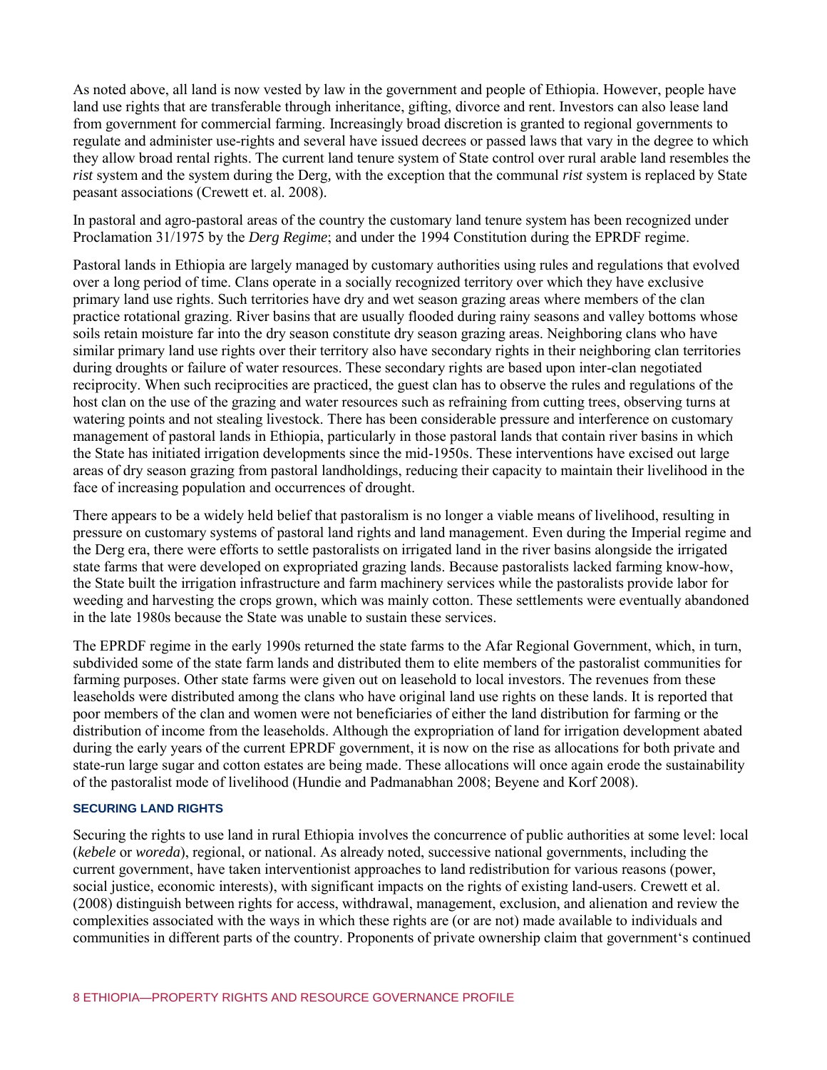As noted above, all land is now vested by law in the government and people of Ethiopia. However, people have land use rights that are transferable through inheritance, gifting, divorce and rent. Investors can also lease land from government for commercial farming. Increasingly broad discretion is granted to regional governments to regulate and administer use-rights and several have issued decrees or passed laws that vary in the degree to which they allow broad rental rights. The current land tenure system of State control over rural arable land resembles the *rist* system and the system during the Derg, with the exception that the communal *rist* system is replaced by State peasant associations (Crewett et. al. 2008).

In pastoral and agro-pastoral areas of the country the customary land tenure system has been recognized under Proclamation 31/1975 by the *Derg Regime*; and under the 1994 Constitution during the EPRDF regime.

Pastoral lands in Ethiopia are largely managed by customary authorities using rules and regulations that evolved over a long period of time. Clans operate in a socially recognized territory over which they have exclusive primary land use rights. Such territories have dry and wet season grazing areas where members of the clan practice rotational grazing. River basins that are usually flooded during rainy seasons and valley bottoms whose soils retain moisture far into the dry season constitute dry season grazing areas. Neighboring clans who have similar primary land use rights over their territory also have secondary rights in their neighboring clan territories during droughts or failure of water resources. These secondary rights are based upon inter-clan negotiated reciprocity. When such reciprocities are practiced, the guest clan has to observe the rules and regulations of the host clan on the use of the grazing and water resources such as refraining from cutting trees, observing turns at watering points and not stealing livestock. There has been considerable pressure and interference on customary management of pastoral lands in Ethiopia, particularly in those pastoral lands that contain river basins in which the State has initiated irrigation developments since the mid-1950s. These interventions have excised out large areas of dry season grazing from pastoral landholdings, reducing their capacity to maintain their livelihood in the face of increasing population and occurrences of drought.

There appears to be a widely held belief that pastoralism is no longer a viable means of livelihood, resulting in pressure on customary systems of pastoral land rights and land management. Even during the Imperial regime and the Derg era, there were efforts to settle pastoralists on irrigated land in the river basins alongside the irrigated state farms that were developed on expropriated grazing lands. Because pastoralists lacked farming know-how, the State built the irrigation infrastructure and farm machinery services while the pastoralists provide labor for weeding and harvesting the crops grown, which was mainly cotton. These settlements were eventually abandoned in the late 1980s because the State was unable to sustain these services.

The EPRDF regime in the early 1990s returned the state farms to the Afar Regional Government, which, in turn, subdivided some of the state farm lands and distributed them to elite members of the pastoralist communities for farming purposes. Other state farms were given out on leasehold to local investors. The revenues from these leaseholds were distributed among the clans who have original land use rights on these lands. It is reported that poor members of the clan and women were not beneficiaries of either the land distribution for farming or the distribution of income from the leaseholds. Although the expropriation of land for irrigation development abated during the early years of the current EPRDF government, it is now on the rise as allocations for both private and state-run large sugar and cotton estates are being made. These allocations will once again erode the sustainability of the pastoralist mode of livelihood (Hundie and Padmanabhan 2008; Beyene and Korf 2008).

### SECURING LAND RIGHTS

Securing the rights to use land in rural Ethiopia involves the concurrence of public authorities at some level: local (*kebele* or *woreda*), regional, or national. As already noted, successive national governments, including the current government, have taken interventionist approaches to land redistribution for various reasons (power, social justice, economic interests), with significant impacts on the rights of existing land-users. Crewett et al. (2008) distinguish between rights for access, withdrawal, management, exclusion, and alienation and review the complexities associated with the ways in which these rights are (or are not) made available to individuals and communities in different parts of the country. Proponents of private ownership claim that government's continued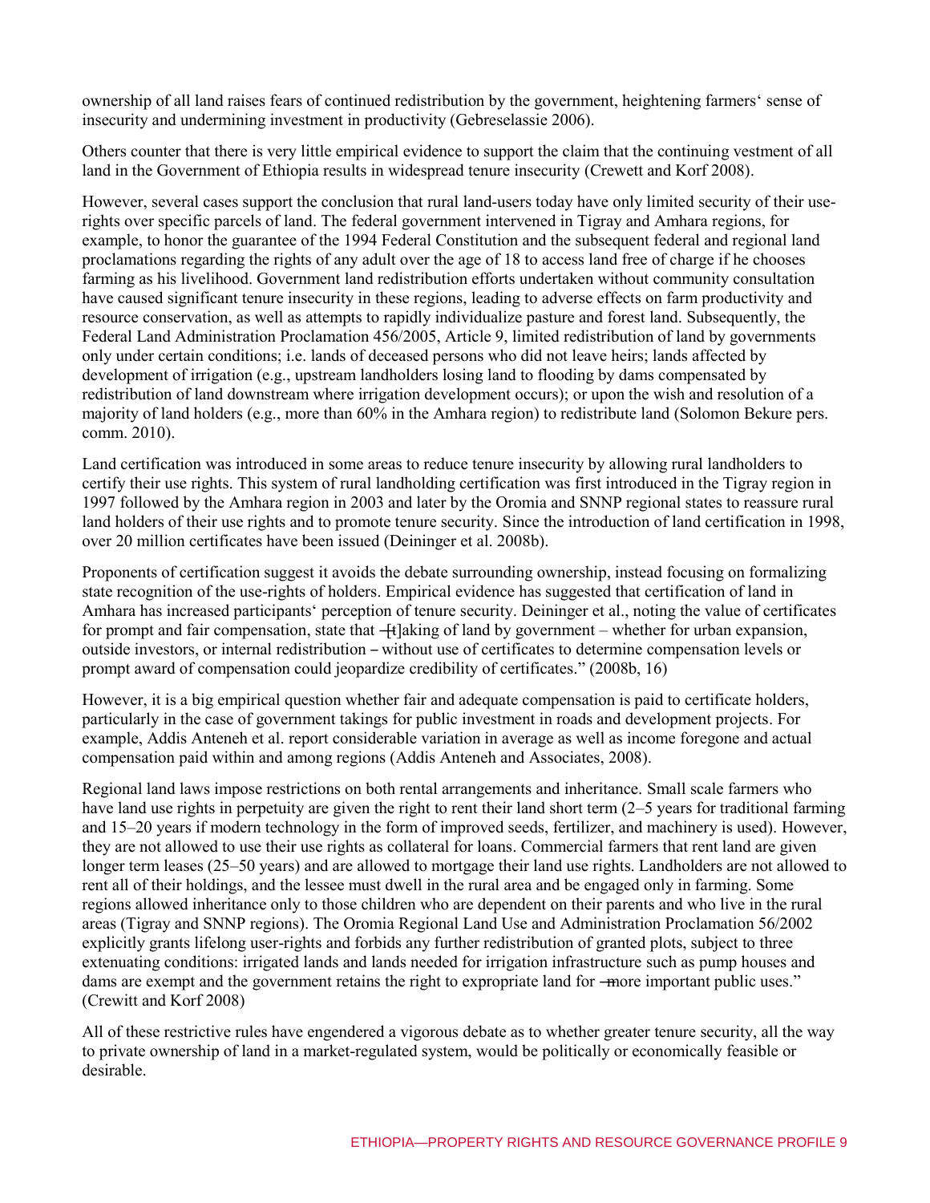ownership of all land raises fears of continued redistribution by the government, heightening farmers' sense of insecurity and undermining investment in productivity (Gebreselassie 2006).

Others counter that there is very little empirical evidence to support the claim that the continuing vestment of all land in the Government of Ethiopia results in widespread tenure insecurity (Crewett and Korf 2008).

However, several cases support the conclusion that rural land-users today have only limited security of their use-rights over specific parcels of land. The federal government intervened in Tigray and Amhara regions, for example, to honor the guarantee of the 1994 Federal Constitution and the subsequent federal and regional land proclamations regarding the rights of any adult over the age of 18 to access land free of charge if he chooses farming as his livelihood. Government land redistribution efforts undertaken without community consultation have caused significant tenure insecurity in these regions, leading to adverse effects on farm productivity and resource conservation, as well as attempts to rapidly individualize pasture and forest land. Subsequently, the Federal Land Administration Proclamation 456/2005, Article 9, limited redistribution of land by governments only under certain conditions; i.e. lands of deceased persons who did not leave heirs; lands affected by development of irrigation (e.g., upstream landholders losing land to flooding by dams compensated by redistribution of land downstream where irrigation development occurs); or upon the wish and resolution of a majority of land holders (e.g., more than 60% in the Amhara region) to redistribute land (Solomon Bekure pers. comm. 2010).

Land certification was introduced in some areas to reduce tenure insecurity by allowing rural landholders to certify their use rights. This system of rural landholding certification was first introduced in the Tigray region in 1997 followed by the Amhara region in 2003 and later by the Oromia and SNNP regional states to reassure rural land holders of their use rights and to promote tenure security. Since the introduction of land certification in 1998, over 20 million certificates have been issued (Deininger et al. 2008b).

Proponents of certification suggest it avoids the debate surrounding ownership, instead focusing on formalizing state recognition of the use-rights of holders. Empirical evidence has suggested that certification of land in Amhara has increased participants' perception of tenure security. Deininger et al., noting the value of certificates for prompt and fair compensation, state that "[t]aking of land by government – whether for urban expansion, outside investors, or internal redistribution – without use of certificates to determine compensation levels or prompt award of compensation could jeopardize credibility of certificates." (2008b, 16)

However, it is a big empirical question whether fair and adequate compensation is paid to certificate holders, particularly in the case of government takings for public investment in roads and development projects. For example, Addis Anteneh et al. report considerable variation in average as well as income foregone and actual compensation paid within and among regions (Addis Anteneh and Associates, 2008).

Regional land laws impose restrictions on both rental arrangements and inheritance. Small scale farmers who have land use rights in perpetuity are given the right to rent their land short term (2–5 years for traditional farming and 15–20 years if modern technology in the form of improved seeds, fertilizer, and machinery is used). However, they are not allowed to use their use rights as collateral for loans. Commercial farmers that rent land are given longer term leases (25–50 years) and are allowed to mortgage their land use rights. Landholders are not allowed to rent all of their holdings, and the lessee must dwell in the rural area and be engaged only in farming. Some regions allowed inheritance only to those children who are dependent on their parents and who live in the rural areas (Tigray and SNNP regions). The Oromia Regional Land Use and Administration Proclamation 56/2002 explicitly grants lifelong user-rights and forbids any further redistribution of granted plots, subject to three extenuating conditions: irrigated lands and lands needed for irrigation infrastructure such as pump houses and dams are exempt and the government retains the right to expropriate land for "more important public uses." (Crewitt and Korf 2008)

All of these restrictive rules have engendered a vigorous debate as to whether greater tenure security, all the way to private ownership of land in a market-regulated system, would be politically or economically feasible or desirable.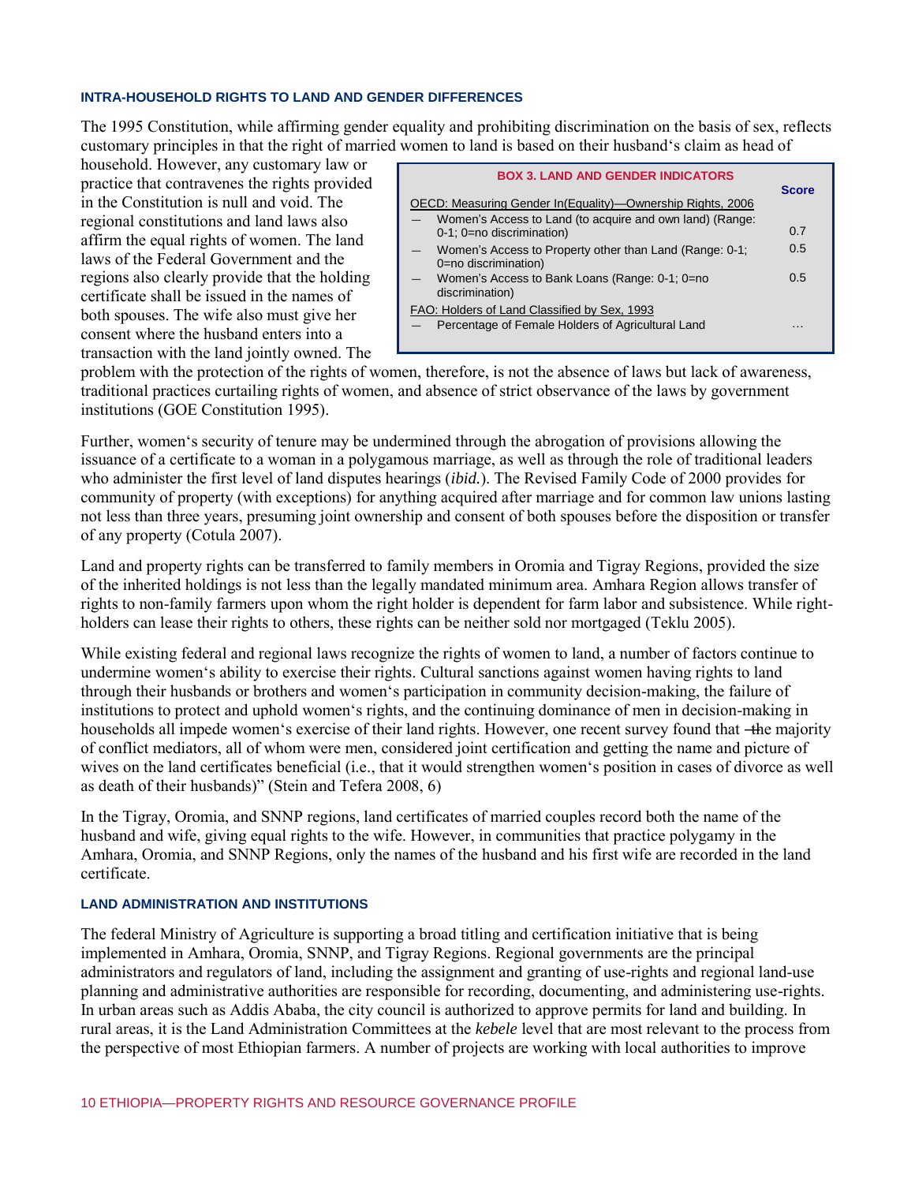### INTRA-HOUSEHOLD RIGHTS TO LAND AND GENDER DIFFERENCES

The 1995 Constitution, while affirming gender equality and prohibiting discrimination on the basis of sex, reflects customary principles in that the right of married women to land is based on their husband's claim as head of household. However, any customary law or practice that contravenes the rights provided in the Constitution is null and void. The regional constitutions and land laws also affirm the equal rights of women. The land laws of the Federal Government and the regions also clearly provide that the holding certificate shall be issued in the names of both spouses. The wife also must give her consent where the husband enters into a transaction with the land jointly owned. The problem with the protection of the rights of women, therefore, is not the absence of laws but lack of awareness, traditional practices curtailing rights of women, and absence of strict observance of the laws by government institutions (GOE Constitution 1995).

**BOX 3. LAND AND GENDER INDICATORS**

| | Score |
|---|---|
| OECD: Measuring Gender In(Equality)—Ownership Rights, 2006 | |
| — Women's Access to Land (to acquire and own land) (Range: 0-1; 0=no discrimination) | 0.7 |
| — Women's Access to Property other than Land (Range: 0-1; 0=no discrimination) | 0.5 |
| — Women's Access to Bank Loans (Range: 0-1; 0=no discrimination) | 0.5 |
| FAO: Holders of Land Classified by Sex, 1993 | |
| — Percentage of Female Holders of Agricultural Land | … |

Further, women's security of tenure may be undermined through the abrogation of provisions allowing the issuance of a certificate to a woman in a polygamous marriage, as well as through the role of traditional leaders who administer the first level of land disputes hearings (*ibid.*). The Revised Family Code of 2000 provides for community of property (with exceptions) for anything acquired after marriage and for common law unions lasting not less than three years, presuming joint ownership and consent of both spouses before the disposition or transfer of any property (Cotula 2007).

Land and property rights can be transferred to family members in Oromia and Tigray Regions, provided the size of the inherited holdings is not less than the legally mandated minimum area. Amhara Region allows transfer of rights to non-family farmers upon whom the right holder is dependent for farm labor and subsistence. While right-holders can lease their rights to others, these rights can be neither sold nor mortgaged (Teklu 2005).

While existing federal and regional laws recognize the rights of women to land, a number of factors continue to undermine women's ability to exercise their rights. Cultural sanctions against women having rights to land through their husbands or brothers and women's participation in community decision-making, the failure of institutions to protect and uphold women's rights, and the continuing dominance of men in decision-making in households all impede women's exercise of their land rights. However, one recent survey found that "the majority of conflict mediators, all of whom were men, considered joint certification and getting the name and picture of wives on the land certificates beneficial (i.e., that it would strengthen women's position in cases of divorce as well as death of their husbands)" (Stein and Tefera 2008, 6)

In the Tigray, Oromia, and SNNP regions, land certificates of married couples record both the name of the husband and wife, giving equal rights to the wife. However, in communities that practice polygamy in the Amhara, Oromia, and SNNP Regions, only the names of the husband and his first wife are recorded in the land certificate.

### LAND ADMINISTRATION AND INSTITUTIONS

The federal Ministry of Agriculture is supporting a broad titling and certification initiative that is being implemented in Amhara, Oromia, SNNP, and Tigray Regions. Regional governments are the principal administrators and regulators of land, including the assignment and granting of use-rights and regional land-use planning and administrative authorities are responsible for recording, documenting, and administering use-rights. In urban areas such as Addis Ababa, the city council is authorized to approve permits for land and building. In rural areas, it is the Land Administration Committees at the *kebele* level that are most relevant to the process from the perspective of most Ethiopian farmers. A number of projects are working with local authorities to improve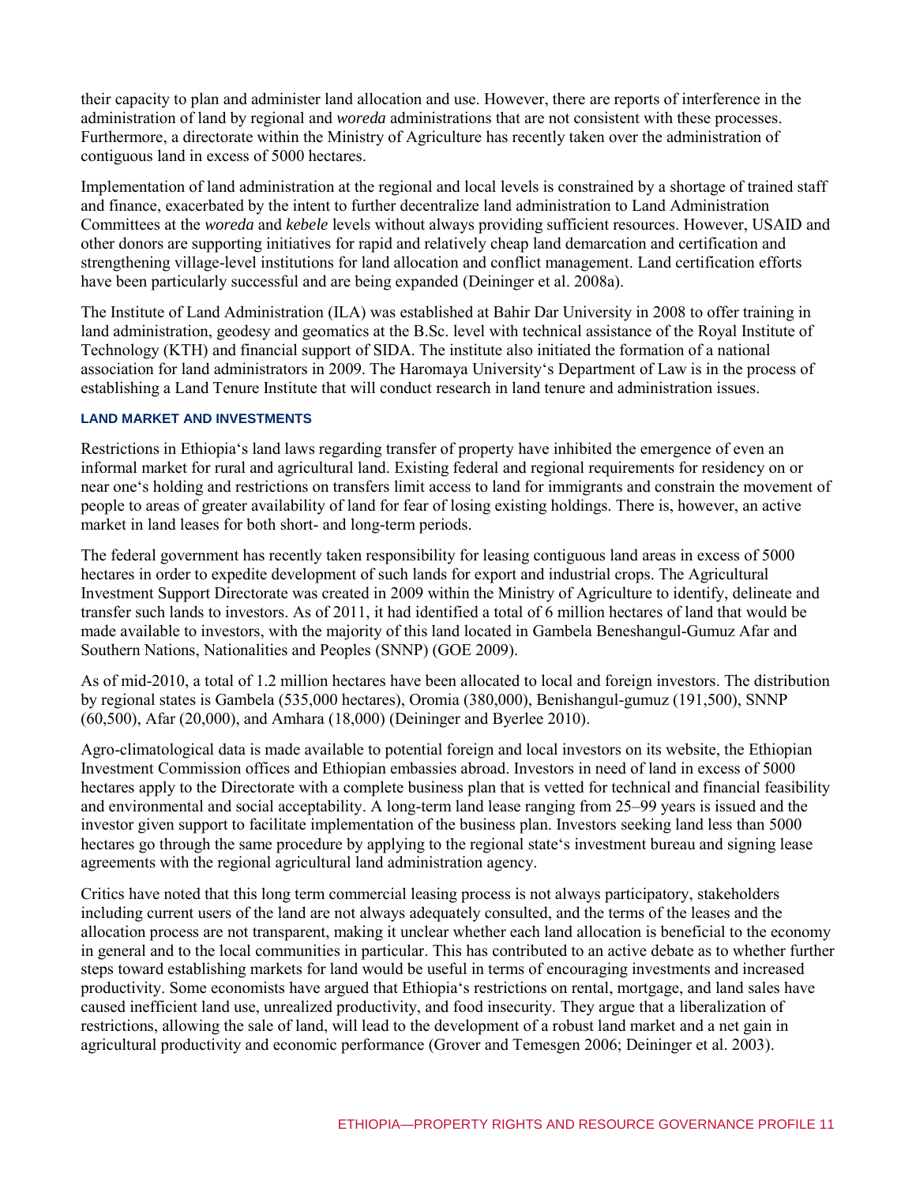their capacity to plan and administer land allocation and use. However, there are reports of interference in the administration of land by regional and *woreda* administrations that are not consistent with these processes. Furthermore, a directorate within the Ministry of Agriculture has recently taken over the administration of contiguous land in excess of 5000 hectares.

Implementation of land administration at the regional and local levels is constrained by a shortage of trained staff and finance, exacerbated by the intent to further decentralize land administration to Land Administration Committees at the *woreda* and *kebele* levels without always providing sufficient resources. However, USAID and other donors are supporting initiatives for rapid and relatively cheap land demarcation and certification and strengthening village-level institutions for land allocation and conflict management. Land certification efforts have been particularly successful and are being expanded (Deininger et al. 2008a).

The Institute of Land Administration (ILA) was established at Bahir Dar University in 2008 to offer training in land administration, geodesy and geomatics at the B.Sc. level with technical assistance of the Royal Institute of Technology (KTH) and financial support of SIDA. The institute also initiated the formation of a national association for land administrators in 2009. The Haromaya University‘s Department of Law is in the process of establishing a Land Tenure Institute that will conduct research in land tenure and administration issues.

### LAND MARKET AND INVESTMENTS

Restrictions in Ethiopia‘s land laws regarding transfer of property have inhibited the emergence of even an informal market for rural and agricultural land. Existing federal and regional requirements for residency on or near one‘s holding and restrictions on transfers limit access to land for immigrants and constrain the movement of people to areas of greater availability of land for fear of losing existing holdings. There is, however, an active market in land leases for both short- and long-term periods.

The federal government has recently taken responsibility for leasing contiguous land areas in excess of 5000 hectares in order to expedite development of such lands for export and industrial crops. The Agricultural Investment Support Directorate was created in 2009 within the Ministry of Agriculture to identify, delineate and transfer such lands to investors. As of 2011, it had identified a total of 6 million hectares of land that would be made available to investors, with the majority of this land located in Gambela Beneshangul-Gumuz Afar and Southern Nations, Nationalities and Peoples (SNNP) (GOE 2009).

As of mid-2010, a total of 1.2 million hectares have been allocated to local and foreign investors. The distribution by regional states is Gambela (535,000 hectares), Oromia (380,000), Benishangul-gumuz (191,500), SNNP (60,500), Afar (20,000), and Amhara (18,000) (Deininger and Byerlee 2010).

Agro-climatological data is made available to potential foreign and local investors on its website, the Ethiopian Investment Commission offices and Ethiopian embassies abroad. Investors in need of land in excess of 5000 hectares apply to the Directorate with a complete business plan that is vetted for technical and financial feasibility and environmental and social acceptability. A long-term land lease ranging from 25–99 years is issued and the investor given support to facilitate implementation of the business plan. Investors seeking land less than 5000 hectares go through the same procedure by applying to the regional state‘s investment bureau and signing lease agreements with the regional agricultural land administration agency.

Critics have noted that this long term commercial leasing process is not always participatory, stakeholders including current users of the land are not always adequately consulted, and the terms of the leases and the allocation process are not transparent, making it unclear whether each land allocation is beneficial to the economy in general and to the local communities in particular. This has contributed to an active debate as to whether further steps toward establishing markets for land would be useful in terms of encouraging investments and increased productivity. Some economists have argued that Ethiopia‘s restrictions on rental, mortgage, and land sales have caused inefficient land use, unrealized productivity, and food insecurity. They argue that a liberalization of restrictions, allowing the sale of land, will lead to the development of a robust land market and a net gain in agricultural productivity and economic performance (Grover and Temesgen 2006; Deininger et al. 2003).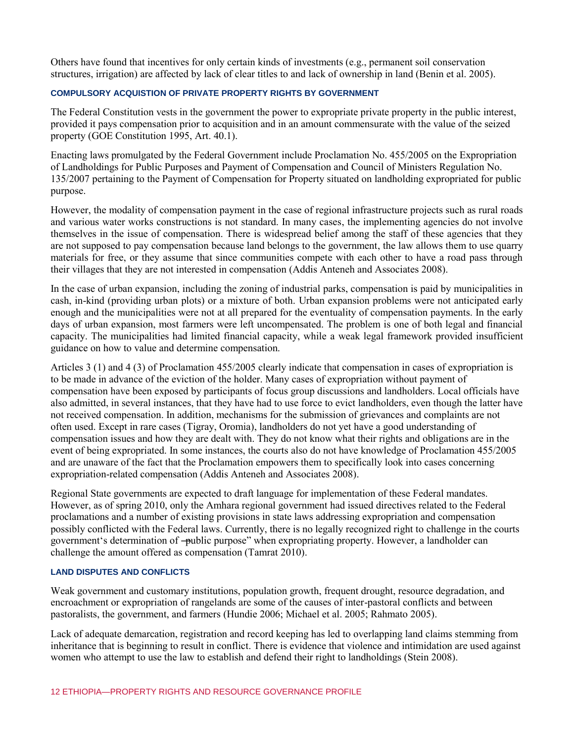Others have found that incentives for only certain kinds of investments (e.g., permanent soil conservation structures, irrigation) are affected by lack of clear titles to and lack of ownership in land (Benin et al. 2005).

### COMPULSORY ACQUISTION OF PRIVATE PROPERTY RIGHTS BY GOVERNMENT

The Federal Constitution vests in the government the power to expropriate private property in the public interest, provided it pays compensation prior to acquisition and in an amount commensurate with the value of the seized property (GOE Constitution 1995, Art. 40.1).

Enacting laws promulgated by the Federal Government include Proclamation No. 455/2005 on the Expropriation of Landholdings for Public Purposes and Payment of Compensation and Council of Ministers Regulation No. 135/2007 pertaining to the Payment of Compensation for Property situated on landholding expropriated for public purpose.

However, the modality of compensation payment in the case of regional infrastructure projects such as rural roads and various water works constructions is not standard. In many cases, the implementing agencies do not involve themselves in the issue of compensation. There is widespread belief among the staff of these agencies that they are not supposed to pay compensation because land belongs to the government, the law allows them to use quarry materials for free, or they assume that since communities compete with each other to have a road pass through their villages that they are not interested in compensation (Addis Anteneh and Associates 2008).

In the case of urban expansion, including the zoning of industrial parks, compensation is paid by municipalities in cash, in-kind (providing urban plots) or a mixture of both. Urban expansion problems were not anticipated early enough and the municipalities were not at all prepared for the eventuality of compensation payments. In the early days of urban expansion, most farmers were left uncompensated. The problem is one of both legal and financial capacity. The municipalities had limited financial capacity, while a weak legal framework provided insufficient guidance on how to value and determine compensation.

Articles 3 (1) and 4 (3) of Proclamation 455/2005 clearly indicate that compensation in cases of expropriation is to be made in advance of the eviction of the holder. Many cases of expropriation without payment of compensation have been exposed by participants of focus group discussions and landholders. Local officials have also admitted, in several instances, that they have had to use force to evict landholders, even though the latter have not received compensation. In addition, mechanisms for the submission of grievances and complaints are not often used. Except in rare cases (Tigray, Oromia), landholders do not yet have a good understanding of compensation issues and how they are dealt with. They do not know what their rights and obligations are in the event of being expropriated. In some instances, the courts also do not have knowledge of Proclamation 455/2005 and are unaware of the fact that the Proclamation empowers them to specifically look into cases concerning expropriation-related compensation (Addis Anteneh and Associates 2008).

Regional State governments are expected to draft language for implementation of these Federal mandates. However, as of spring 2010, only the Amhara regional government had issued directives related to the Federal proclamations and a number of existing provisions in state laws addressing expropriation and compensation possibly conflicted with the Federal laws. Currently, there is no legally recognized right to challenge in the courts government's determination of "public purpose" when expropriating property. However, a landholder can challenge the amount offered as compensation (Tamrat 2010).

### LAND DISPUTES AND CONFLICTS

Weak government and customary institutions, population growth, frequent drought, resource degradation, and encroachment or expropriation of rangelands are some of the causes of inter-pastoral conflicts and between pastoralists, the government, and farmers (Hundie 2006; Michael et al. 2005; Rahmato 2005).

Lack of adequate demarcation, registration and record keeping has led to overlapping land claims stemming from inheritance that is beginning to result in conflict. There is evidence that violence and intimidation are used against women who attempt to use the law to establish and defend their right to landholdings (Stein 2008).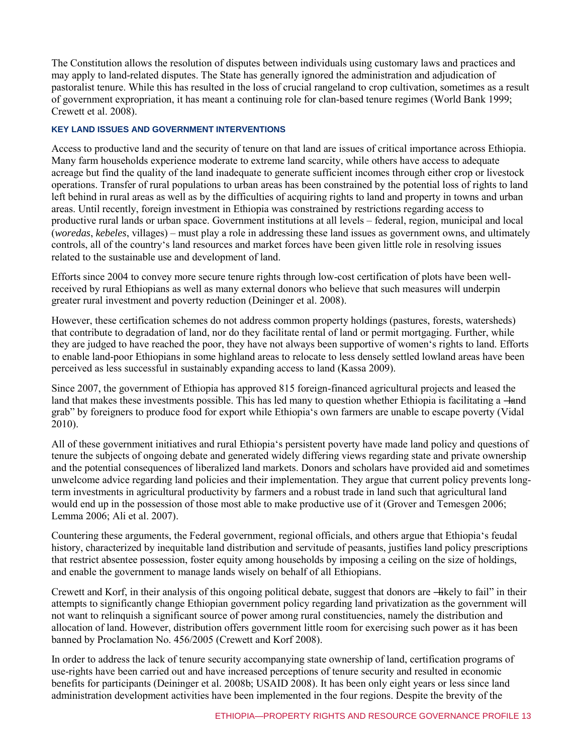The Constitution allows the resolution of disputes between individuals using customary laws and practices and may apply to land-related disputes. The State has generally ignored the administration and adjudication of pastoralist tenure. While this has resulted in the loss of crucial rangeland to crop cultivation, sometimes as a result of government expropriation, it has meant a continuing role for clan-based tenure regimes (World Bank 1999; Crewett et al. 2008).

### KEY LAND ISSUES AND GOVERNMENT INTERVENTIONS

Access to productive land and the security of tenure on that land are issues of critical importance across Ethiopia. Many farm households experience moderate to extreme land scarcity, while others have access to adequate acreage but find the quality of the land inadequate to generate sufficient incomes through either crop or livestock operations. Transfer of rural populations to urban areas has been constrained by the potential loss of rights to land left behind in rural areas as well as by the difficulties of acquiring rights to land and property in towns and urban areas. Until recently, foreign investment in Ethiopia was constrained by restrictions regarding access to productive rural lands or urban space. Government institutions at all levels – federal, region, municipal and local (*woredas*, *kebeles*, villages) – must play a role in addressing these land issues as government owns, and ultimately controls, all of the country‘s land resources and market forces have been given little role in resolving issues related to the sustainable use and development of land.

Efforts since 2004 to convey more secure tenure rights through low-cost certification of plots have been well-received by rural Ethiopians as well as many external donors who believe that such measures will underpin greater rural investment and poverty reduction (Deininger et al. 2008).

However, these certification schemes do not address common property holdings (pastures, forests, watersheds) that contribute to degradation of land, nor do they facilitate rental of land or permit mortgaging. Further, while they are judged to have reached the poor, they have not always been supportive of women‘s rights to land. Efforts to enable land-poor Ethiopians in some highland areas to relocate to less densely settled lowland areas have been perceived as less successful in sustainably expanding access to land (Kassa 2009).

Since 2007, the government of Ethiopia has approved 815 foreign-financed agricultural projects and leased the land that makes these investments possible. This has led many to question whether Ethiopia is facilitating a ―land grab" by foreigners to produce food for export while Ethiopia‘s own farmers are unable to escape poverty (Vidal 2010).

All of these government initiatives and rural Ethiopia‘s persistent poverty have made land policy and questions of tenure the subjects of ongoing debate and generated widely differing views regarding state and private ownership and the potential consequences of liberalized land markets. Donors and scholars have provided aid and sometimes unwelcome advice regarding land policies and their implementation. They argue that current policy prevents long-term investments in agricultural productivity by farmers and a robust trade in land such that agricultural land would end up in the possession of those most able to make productive use of it (Grover and Temesgen 2006; Lemma 2006; Ali et al. 2007).

Countering these arguments, the Federal government, regional officials, and others argue that Ethiopia‘s feudal history, characterized by inequitable land distribution and servitude of peasants, justifies land policy prescriptions that restrict absentee possession, foster equity among households by imposing a ceiling on the size of holdings, and enable the government to manage lands wisely on behalf of all Ethiopians.

Crewett and Korf, in their analysis of this ongoing political debate, suggest that donors are ―likely to fail" in their attempts to significantly change Ethiopian government policy regarding land privatization as the government will not want to relinquish a significant source of power among rural constituencies, namely the distribution and allocation of land. However, distribution offers government little room for exercising such power as it has been banned by Proclamation No. 456/2005 (Crewett and Korf 2008).

In order to address the lack of tenure security accompanying state ownership of land, certification programs of use-rights have been carried out and have increased perceptions of tenure security and resulted in economic benefits for participants (Deininger et al. 2008b; USAID 2008). It has been only eight years or less since land administration development activities have been implemented in the four regions. Despite the brevity of the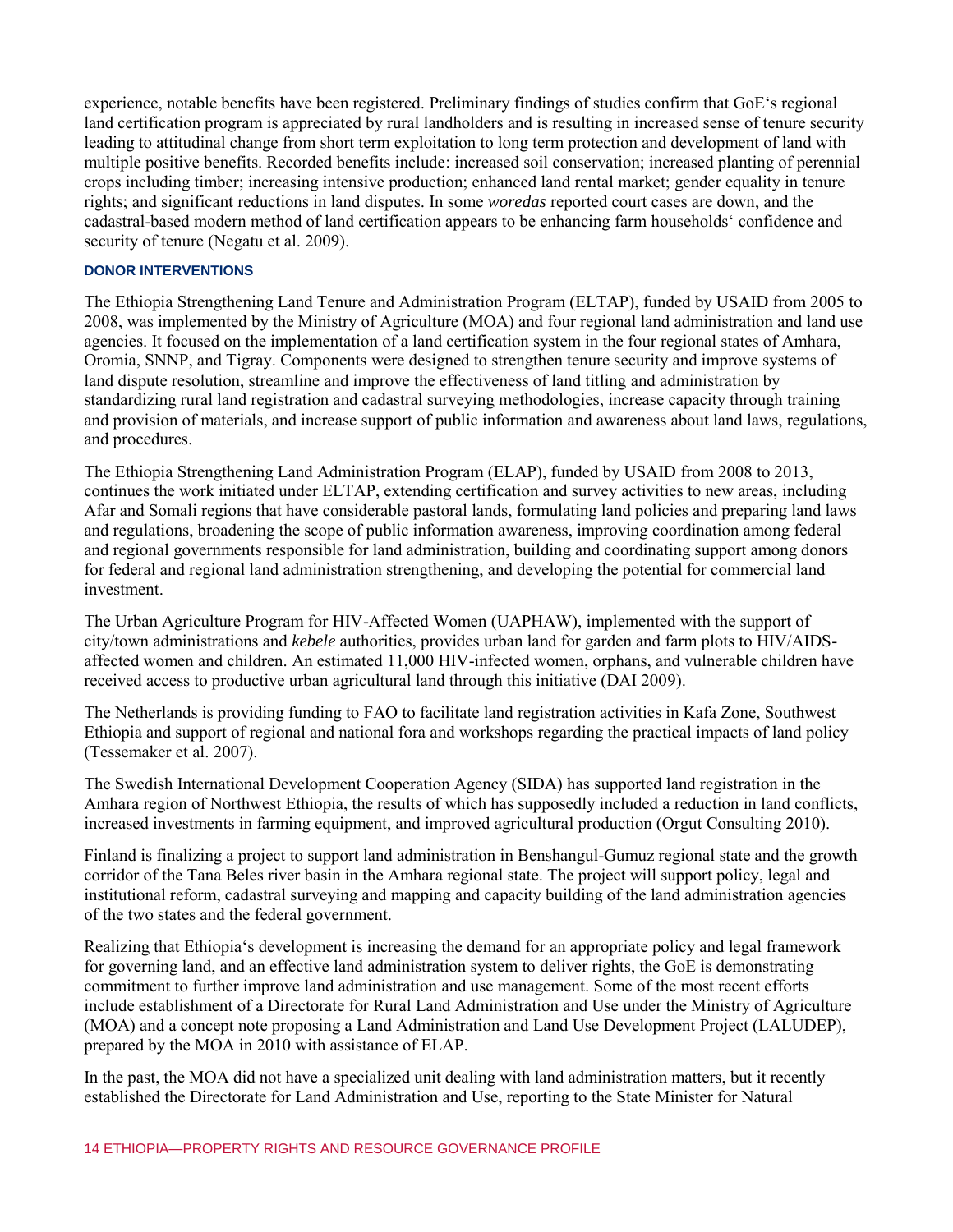experience, notable benefits have been registered. Preliminary findings of studies confirm that GoE's regional land certification program is appreciated by rural landholders and is resulting in increased sense of tenure security leading to attitudinal change from short term exploitation to long term protection and development of land with multiple positive benefits. Recorded benefits include: increased soil conservation; increased planting of perennial crops including timber; increasing intensive production; enhanced land rental market; gender equality in tenure rights; and significant reductions in land disputes. In some *woredas* reported court cases are down, and the cadastral-based modern method of land certification appears to be enhancing farm households' confidence and security of tenure (Negatu et al. 2009).

### DONOR INTERVENTIONS

The Ethiopia Strengthening Land Tenure and Administration Program (ELTAP), funded by USAID from 2005 to 2008, was implemented by the Ministry of Agriculture (MOA) and four regional land administration and land use agencies. It focused on the implementation of a land certification system in the four regional states of Amhara, Oromia, SNNP, and Tigray. Components were designed to strengthen tenure security and improve systems of land dispute resolution, streamline and improve the effectiveness of land titling and administration by standardizing rural land registration and cadastral surveying methodologies, increase capacity through training and provision of materials, and increase support of public information and awareness about land laws, regulations, and procedures.

The Ethiopia Strengthening Land Administration Program (ELAP), funded by USAID from 2008 to 2013, continues the work initiated under ELTAP, extending certification and survey activities to new areas, including Afar and Somali regions that have considerable pastoral lands, formulating land policies and preparing land laws and regulations, broadening the scope of public information awareness, improving coordination among federal and regional governments responsible for land administration, building and coordinating support among donors for federal and regional land administration strengthening, and developing the potential for commercial land investment.

The Urban Agriculture Program for HIV-Affected Women (UAPHAW), implemented with the support of city/town administrations and *kebele* authorities, provides urban land for garden and farm plots to HIV/AIDS-affected women and children. An estimated 11,000 HIV-infected women, orphans, and vulnerable children have received access to productive urban agricultural land through this initiative (DAI 2009).

The Netherlands is providing funding to FAO to facilitate land registration activities in Kafa Zone, Southwest Ethiopia and support of regional and national fora and workshops regarding the practical impacts of land policy (Tessemaker et al. 2007).

The Swedish International Development Cooperation Agency (SIDA) has supported land registration in the Amhara region of Northwest Ethiopia, the results of which has supposedly included a reduction in land conflicts, increased investments in farming equipment, and improved agricultural production (Orgut Consulting 2010).

Finland is finalizing a project to support land administration in Benshangul-Gumuz regional state and the growth corridor of the Tana Beles river basin in the Amhara regional state. The project will support policy, legal and institutional reform, cadastral surveying and mapping and capacity building of the land administration agencies of the two states and the federal government.

Realizing that Ethiopia's development is increasing the demand for an appropriate policy and legal framework for governing land, and an effective land administration system to deliver rights, the GoE is demonstrating commitment to further improve land administration and use management. Some of the most recent efforts include establishment of a Directorate for Rural Land Administration and Use under the Ministry of Agriculture (MOA) and a concept note proposing a Land Administration and Land Use Development Project (LALUDEP), prepared by the MOA in 2010 with assistance of ELAP.

In the past, the MOA did not have a specialized unit dealing with land administration matters, but it recently established the Directorate for Land Administration and Use, reporting to the State Minister for Natural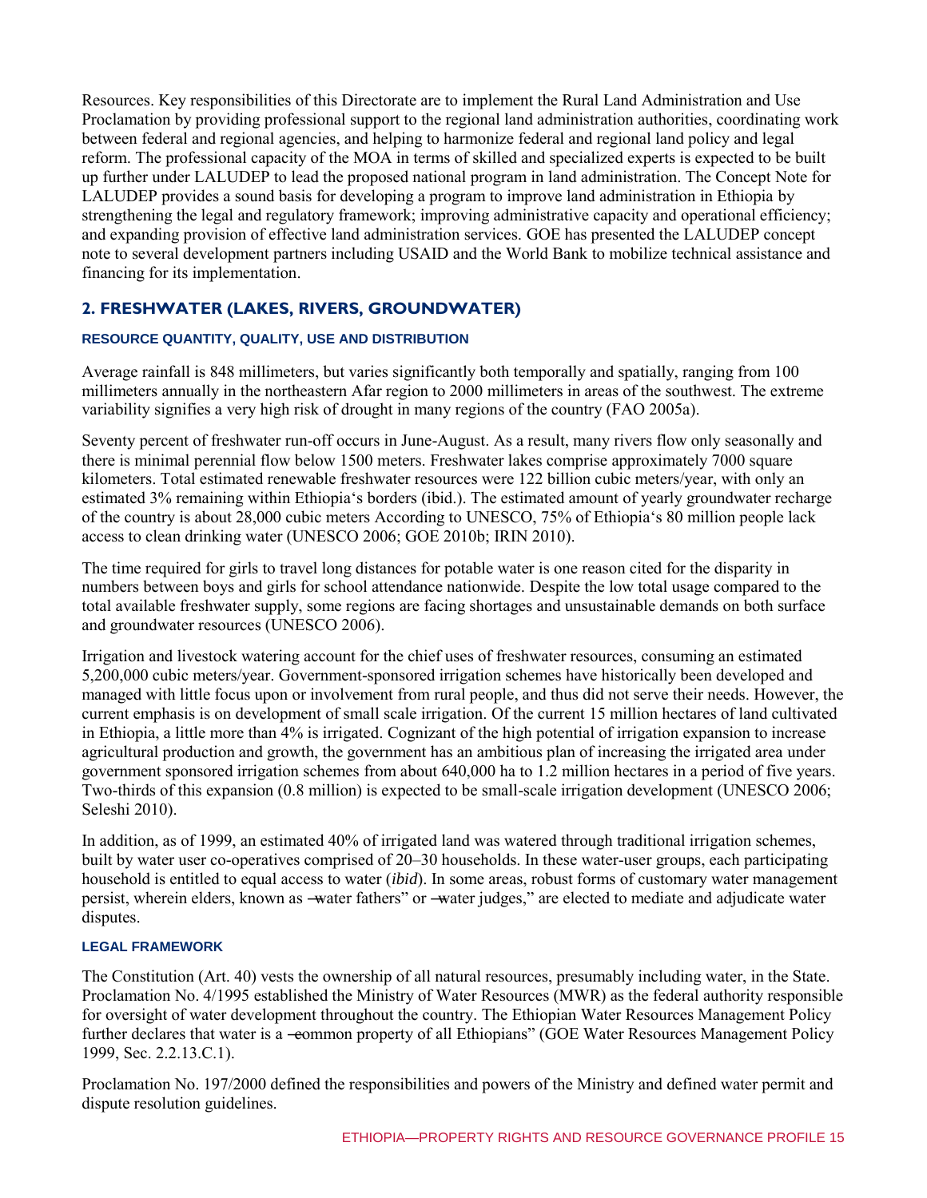Resources. Key responsibilities of this Directorate are to implement the Rural Land Administration and Use Proclamation by providing professional support to the regional land administration authorities, coordinating work between federal and regional agencies, and helping to harmonize federal and regional land policy and legal reform. The professional capacity of the MOA in terms of skilled and specialized experts is expected to be built up further under LALUDEP to lead the proposed national program in land administration. The Concept Note for LALUDEP provides a sound basis for developing a program to improve land administration in Ethiopia by strengthening the legal and regulatory framework; improving administrative capacity and operational efficiency; and expanding provision of effective land administration services. GOE has presented the LALUDEP concept note to several development partners including USAID and the World Bank to mobilize technical assistance and financing for its implementation.

## 2. FRESHWATER (LAKES, RIVERS, GROUNDWATER)

### RESOURCE QUANTITY, QUALITY, USE AND DISTRIBUTION

Average rainfall is 848 millimeters, but varies significantly both temporally and spatially, ranging from 100 millimeters annually in the northeastern Afar region to 2000 millimeters in areas of the southwest. The extreme variability signifies a very high risk of drought in many regions of the country (FAO 2005a).

Seventy percent of freshwater run-off occurs in June-August. As a result, many rivers flow only seasonally and there is minimal perennial flow below 1500 meters. Freshwater lakes comprise approximately 7000 square kilometers. Total estimated renewable freshwater resources were 122 billion cubic meters/year, with only an estimated 3% remaining within Ethiopia's borders (ibid.). The estimated amount of yearly groundwater recharge of the country is about 28,000 cubic meters According to UNESCO, 75% of Ethiopia's 80 million people lack access to clean drinking water (UNESCO 2006; GOE 2010b; IRIN 2010).

The time required for girls to travel long distances for potable water is one reason cited for the disparity in numbers between boys and girls for school attendance nationwide. Despite the low total usage compared to the total available freshwater supply, some regions are facing shortages and unsustainable demands on both surface and groundwater resources (UNESCO 2006).

Irrigation and livestock watering account for the chief uses of freshwater resources, consuming an estimated 5,200,000 cubic meters/year. Government-sponsored irrigation schemes have historically been developed and managed with little focus upon or involvement from rural people, and thus did not serve their needs. However, the current emphasis is on development of small scale irrigation. Of the current 15 million hectares of land cultivated in Ethiopia, a little more than 4% is irrigated. Cognizant of the high potential of irrigation expansion to increase agricultural production and growth, the government has an ambitious plan of increasing the irrigated area under government sponsored irrigation schemes from about 640,000 ha to 1.2 million hectares in a period of five years. Two-thirds of this expansion (0.8 million) is expected to be small-scale irrigation development (UNESCO 2006; Seleshi 2010).

In addition, as of 1999, an estimated 40% of irrigated land was watered through traditional irrigation schemes, built by water user co-operatives comprised of 20–30 households. In these water-user groups, each participating household is entitled to equal access to water (*ibid*). In some areas, robust forms of customary water management persist, wherein elders, known as "water fathers" or "water judges," are elected to mediate and adjudicate water disputes.

### LEGAL FRAMEWORK

The Constitution (Art. 40) vests the ownership of all natural resources, presumably including water, in the State. Proclamation No. 4/1995 established the Ministry of Water Resources (MWR) as the federal authority responsible for oversight of water development throughout the country. The Ethiopian Water Resources Management Policy further declares that water is a "common property of all Ethiopians" (GOE Water Resources Management Policy 1999, Sec. 2.2.13.C.1).

Proclamation No. 197/2000 defined the responsibilities and powers of the Ministry and defined water permit and dispute resolution guidelines.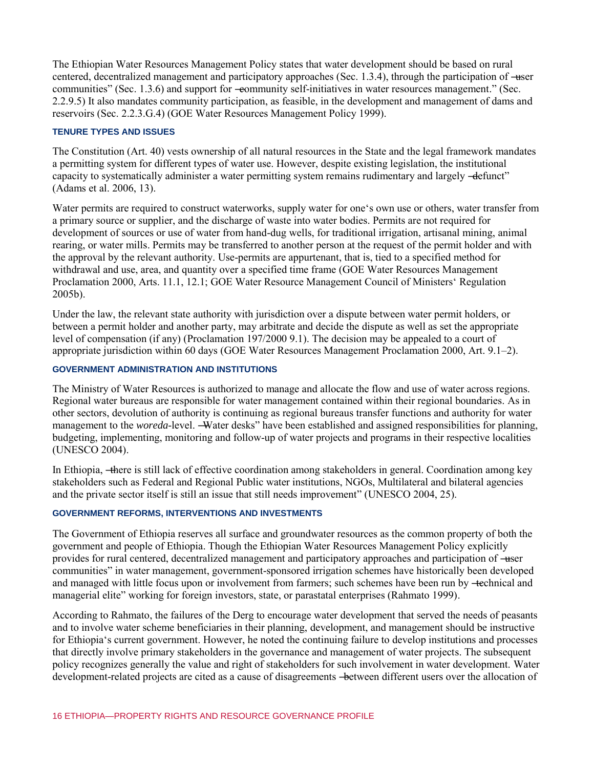The Ethiopian Water Resources Management Policy states that water development should be based on rural centered, decentralized management and participatory approaches (Sec. 1.3.4), through the participation of ―user communities" (Sec. 1.3.6) and support for ―community self-initiatives in water resources management." (Sec. 2.2.9.5) It also mandates community participation, as feasible, in the development and management of dams and reservoirs (Sec. 2.2.3.G.4) (GOE Water Resources Management Policy 1999).

#### TENURE TYPES AND ISSUES

The Constitution (Art. 40) vests ownership of all natural resources in the State and the legal framework mandates a permitting system for different types of water use. However, despite existing legislation, the institutional capacity to systematically administer a water permitting system remains rudimentary and largely ―defunct" (Adams et al. 2006, 13).

Water permits are required to construct waterworks, supply water for one‗s own use or others, water transfer from a primary source or supplier, and the discharge of waste into water bodies. Permits are not required for development of sources or use of water from hand-dug wells, for traditional irrigation, artisanal mining, animal rearing, or water mills. Permits may be transferred to another person at the request of the permit holder and with the approval by the relevant authority. Use-permits are appurtenant, that is, tied to a specified method for withdrawal and use, area, and quantity over a specified time frame (GOE Water Resources Management Proclamation 2000, Arts. 11.1, 12.1; GOE Water Resource Management Council of Ministers‗ Regulation 2005b).

Under the law, the relevant state authority with jurisdiction over a dispute between water permit holders, or between a permit holder and another party, may arbitrate and decide the dispute as well as set the appropriate level of compensation (if any) (Proclamation 197/2000 9.1). The decision may be appealed to a court of appropriate jurisdiction within 60 days (GOE Water Resources Management Proclamation 2000, Art. 9.1–2).

#### GOVERNMENT ADMINISTRATION AND INSTITUTIONS

The Ministry of Water Resources is authorized to manage and allocate the flow and use of water across regions. Regional water bureaus are responsible for water management contained within their regional boundaries. As in other sectors, devolution of authority is continuing as regional bureaus transfer functions and authority for water management to the *woreda*-level. ―Water desks" have been established and assigned responsibilities for planning, budgeting, implementing, monitoring and follow-up of water projects and programs in their respective localities (UNESCO 2004).

In Ethiopia, ―there is still lack of effective coordination among stakeholders in general. Coordination among key stakeholders such as Federal and Regional Public water institutions, NGOs, Multilateral and bilateral agencies and the private sector itself is still an issue that still needs improvement" (UNESCO 2004, 25).

#### GOVERNMENT REFORMS, INTERVENTIONS AND INVESTMENTS

The Government of Ethiopia reserves all surface and groundwater resources as the common property of both the government and people of Ethiopia. Though the Ethiopian Water Resources Management Policy explicitly provides for rural centered, decentralized management and participatory approaches and participation of ―user communities" in water management, government-sponsored irrigation schemes have historically been developed and managed with little focus upon or involvement from farmers; such schemes have been run by ―technical and managerial elite" working for foreign investors, state, or parastatal enterprises (Rahmato 1999).

According to Rahmato, the failures of the Derg to encourage water development that served the needs of peasants and to involve water scheme beneficiaries in their planning, development, and management should be instructive for Ethiopia‗s current government. However, he noted the continuing failure to develop institutions and processes that directly involve primary stakeholders in the governance and management of water projects. The subsequent policy recognizes generally the value and right of stakeholders for such involvement in water development. Water development-related projects are cited as a cause of disagreements ―between different users over the allocation of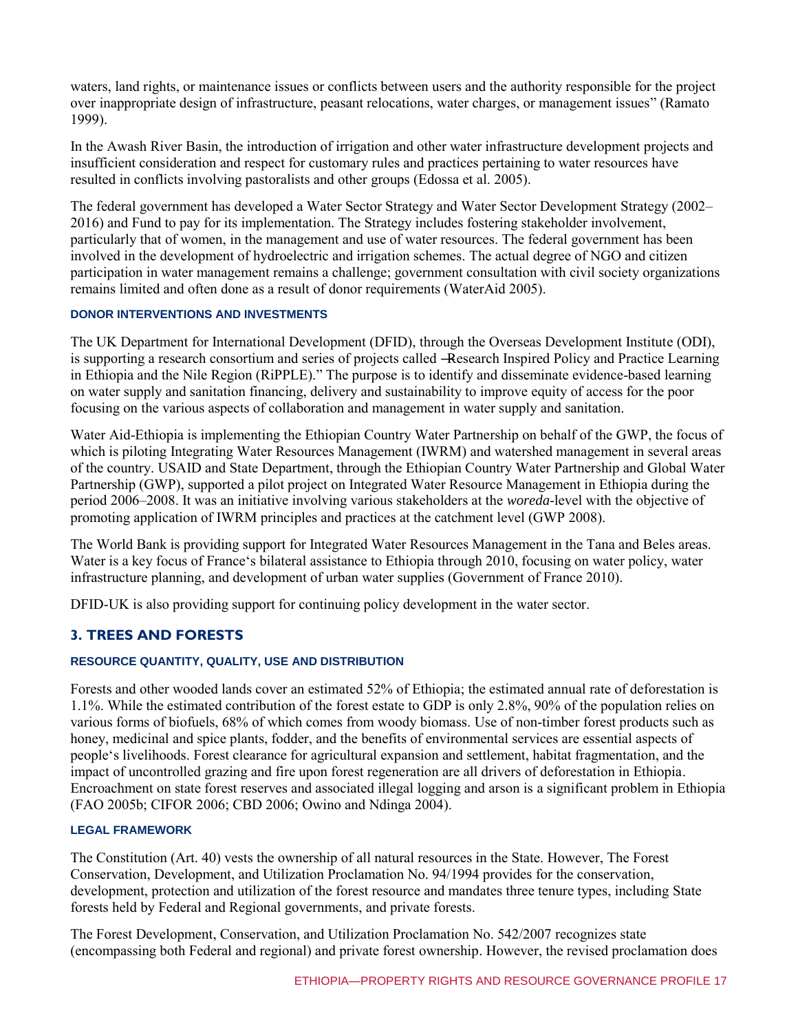waters, land rights, or maintenance issues or conflicts between users and the authority responsible for the project over inappropriate design of infrastructure, peasant relocations, water charges, or management issues" (Ramato 1999).

In the Awash River Basin, the introduction of irrigation and other water infrastructure development projects and insufficient consideration and respect for customary rules and practices pertaining to water resources have resulted in conflicts involving pastoralists and other groups (Edossa et al. 2005).

The federal government has developed a Water Sector Strategy and Water Sector Development Strategy (2002–2016) and Fund to pay for its implementation. The Strategy includes fostering stakeholder involvement, particularly that of women, in the management and use of water resources. The federal government has been involved in the development of hydroelectric and irrigation schemes. The actual degree of NGO and citizen participation in water management remains a challenge; government consultation with civil society organizations remains limited and often done as a result of donor requirements (WaterAid 2005).

#### DONOR INTERVENTIONS AND INVESTMENTS

The UK Department for International Development (DFID), through the Overseas Development Institute (ODI), is supporting a research consortium and series of projects called ―Research Inspired Policy and Practice Learning in Ethiopia and the Nile Region (RiPPLE)." The purpose is to identify and disseminate evidence-based learning on water supply and sanitation financing, delivery and sustainability to improve equity of access for the poor focusing on the various aspects of collaboration and management in water supply and sanitation.

Water Aid-Ethiopia is implementing the Ethiopian Country Water Partnership on behalf of the GWP, the focus of which is piloting Integrating Water Resources Management (IWRM) and watershed management in several areas of the country. USAID and State Department, through the Ethiopian Country Water Partnership and Global Water Partnership (GWP), supported a pilot project on Integrated Water Resource Management in Ethiopia during the period 2006–2008. It was an initiative involving various stakeholders at the *woreda*-level with the objective of promoting application of IWRM principles and practices at the catchment level (GWP 2008).

The World Bank is providing support for Integrated Water Resources Management in the Tana and Beles areas. Water is a key focus of France‘s bilateral assistance to Ethiopia through 2010, focusing on water policy, water infrastructure planning, and development of urban water supplies (Government of France 2010).

DFID-UK is also providing support for continuing policy development in the water sector.

## 3. TREES AND FORESTS

#### RESOURCE QUANTITY, QUALITY, USE AND DISTRIBUTION

Forests and other wooded lands cover an estimated 52% of Ethiopia; the estimated annual rate of deforestation is 1.1%. While the estimated contribution of the forest estate to GDP is only 2.8%, 90% of the population relies on various forms of biofuels, 68% of which comes from woody biomass. Use of non-timber forest products such as honey, medicinal and spice plants, fodder, and the benefits of environmental services are essential aspects of people‘s livelihoods. Forest clearance for agricultural expansion and settlement, habitat fragmentation, and the impact of uncontrolled grazing and fire upon forest regeneration are all drivers of deforestation in Ethiopia. Encroachment on state forest reserves and associated illegal logging and arson is a significant problem in Ethiopia (FAO 2005b; CIFOR 2006; CBD 2006; Owino and Ndinga 2004).

#### LEGAL FRAMEWORK

The Constitution (Art. 40) vests the ownership of all natural resources in the State. However, The Forest Conservation, Development, and Utilization Proclamation No. 94/1994 provides for the conservation, development, protection and utilization of the forest resource and mandates three tenure types, including State forests held by Federal and Regional governments, and private forests.

The Forest Development, Conservation, and Utilization Proclamation No. 542/2007 recognizes state (encompassing both Federal and regional) and private forest ownership. However, the revised proclamation does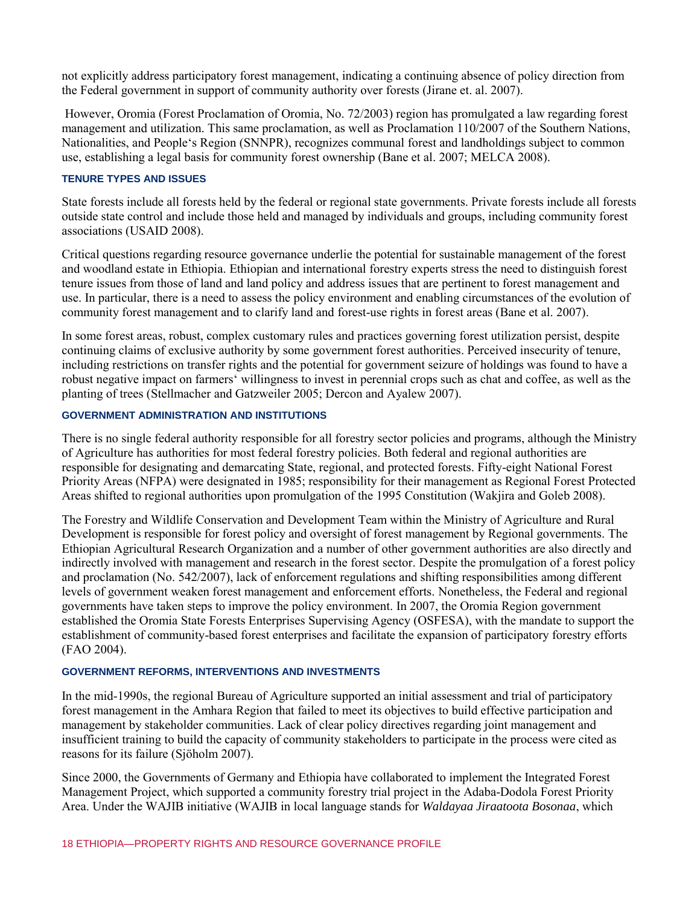not explicitly address participatory forest management, indicating a continuing absence of policy direction from the Federal government in support of community authority over forests (Jirane et. al. 2007).

However, Oromia (Forest Proclamation of Oromia, No. 72/2003) region has promulgated a law regarding forest management and utilization. This same proclamation, as well as Proclamation 110/2007 of the Southern Nations, Nationalities, and People‘s Region (SNNPR), recognizes communal forest and landholdings subject to common use, establishing a legal basis for community forest ownership (Bane et al. 2007; MELCA 2008).

### TENURE TYPES AND ISSUES

State forests include all forests held by the federal or regional state governments. Private forests include all forests outside state control and include those held and managed by individuals and groups, including community forest associations (USAID 2008).

Critical questions regarding resource governance underlie the potential for sustainable management of the forest and woodland estate in Ethiopia. Ethiopian and international forestry experts stress the need to distinguish forest tenure issues from those of land and land policy and address issues that are pertinent to forest management and use. In particular, there is a need to assess the policy environment and enabling circumstances of the evolution of community forest management and to clarify land and forest-use rights in forest areas (Bane et al. 2007).

In some forest areas, robust, complex customary rules and practices governing forest utilization persist, despite continuing claims of exclusive authority by some government forest authorities. Perceived insecurity of tenure, including restrictions on transfer rights and the potential for government seizure of holdings was found to have a robust negative impact on farmers‘ willingness to invest in perennial crops such as chat and coffee, as well as the planting of trees (Stellmacher and Gatzweiler 2005; Dercon and Ayalew 2007).

### GOVERNMENT ADMINISTRATION AND INSTITUTIONS

There is no single federal authority responsible for all forestry sector policies and programs, although the Ministry of Agriculture has authorities for most federal forestry policies. Both federal and regional authorities are responsible for designating and demarcating State, regional, and protected forests. Fifty-eight National Forest Priority Areas (NFPA) were designated in 1985; responsibility for their management as Regional Forest Protected Areas shifted to regional authorities upon promulgation of the 1995 Constitution (Wakjira and Goleb 2008).

The Forestry and Wildlife Conservation and Development Team within the Ministry of Agriculture and Rural Development is responsible for forest policy and oversight of forest management by Regional governments. The Ethiopian Agricultural Research Organization and a number of other government authorities are also directly and indirectly involved with management and research in the forest sector. Despite the promulgation of a forest policy and proclamation (No. 542/2007), lack of enforcement regulations and shifting responsibilities among different levels of government weaken forest management and enforcement efforts. Nonetheless, the Federal and regional governments have taken steps to improve the policy environment. In 2007, the Oromia Region government established the Oromia State Forests Enterprises Supervising Agency (OSFESA), with the mandate to support the establishment of community-based forest enterprises and facilitate the expansion of participatory forestry efforts (FAO 2004).

### GOVERNMENT REFORMS, INTERVENTIONS AND INVESTMENTS

In the mid-1990s, the regional Bureau of Agriculture supported an initial assessment and trial of participatory forest management in the Amhara Region that failed to meet its objectives to build effective participation and management by stakeholder communities. Lack of clear policy directives regarding joint management and insufficient training to build the capacity of community stakeholders to participate in the process were cited as reasons for its failure (Sjöholm 2007).

Since 2000, the Governments of Germany and Ethiopia have collaborated to implement the Integrated Forest Management Project, which supported a community forestry trial project in the Adaba-Dodola Forest Priority Area. Under the WAJIB initiative (WAJIB in local language stands for *Waldayaa Jiraatoota Bosonaa*, which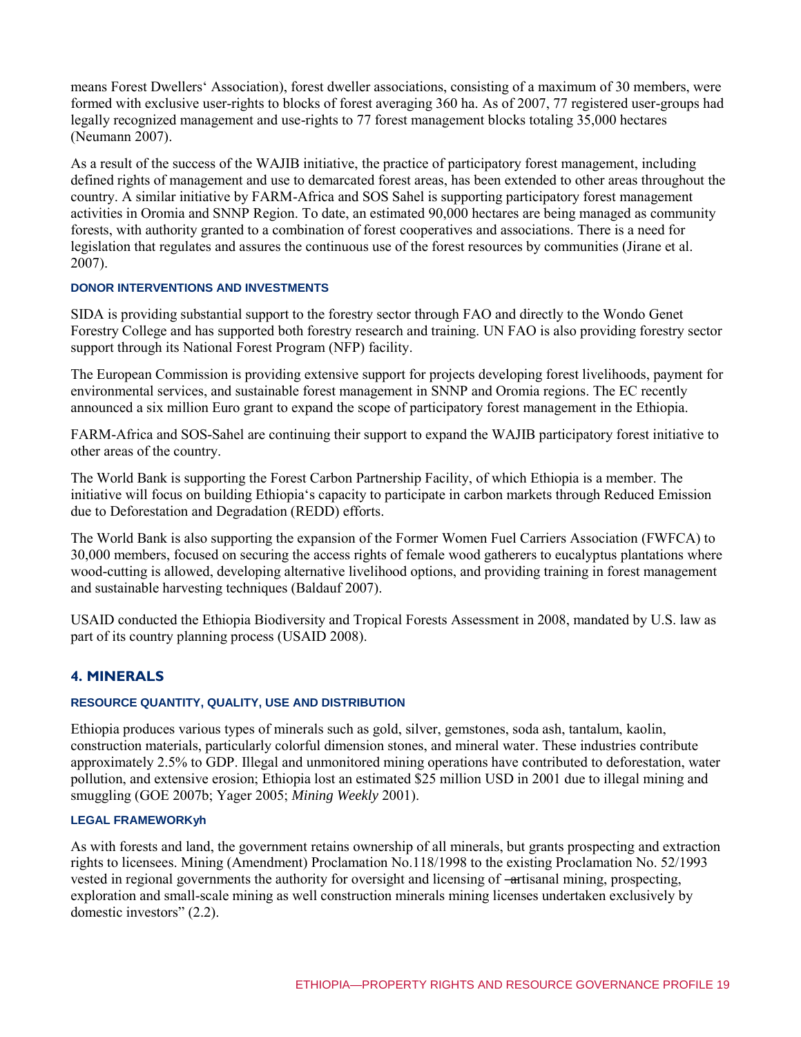means Forest Dwellers' Association), forest dweller associations, consisting of a maximum of 30 members, were formed with exclusive user-rights to blocks of forest averaging 360 ha. As of 2007, 77 registered user-groups had legally recognized management and use-rights to 77 forest management blocks totaling 35,000 hectares (Neumann 2007).

As a result of the success of the WAJIB initiative, the practice of participatory forest management, including defined rights of management and use to demarcated forest areas, has been extended to other areas throughout the country. A similar initiative by FARM-Africa and SOS Sahel is supporting participatory forest management activities in Oromia and SNNP Region. To date, an estimated 90,000 hectares are being managed as community forests, with authority granted to a combination of forest cooperatives and associations. There is a need for legislation that regulates and assures the continuous use of the forest resources by communities (Jirane et al. 2007).

### DONOR INTERVENTIONS AND INVESTMENTS

SIDA is providing substantial support to the forestry sector through FAO and directly to the Wondo Genet Forestry College and has supported both forestry research and training. UN FAO is also providing forestry sector support through its National Forest Program (NFP) facility.

The European Commission is providing extensive support for projects developing forest livelihoods, payment for environmental services, and sustainable forest management in SNNP and Oromia regions. The EC recently announced a six million Euro grant to expand the scope of participatory forest management in the Ethiopia.

FARM-Africa and SOS-Sahel are continuing their support to expand the WAJIB participatory forest initiative to other areas of the country.

The World Bank is supporting the Forest Carbon Partnership Facility, of which Ethiopia is a member. The initiative will focus on building Ethiopia's capacity to participate in carbon markets through Reduced Emission due to Deforestation and Degradation (REDD) efforts.

The World Bank is also supporting the expansion of the Former Women Fuel Carriers Association (FWFCA) to 30,000 members, focused on securing the access rights of female wood gatherers to eucalyptus plantations where wood-cutting is allowed, developing alternative livelihood options, and providing training in forest management and sustainable harvesting techniques (Baldauf 2007).

USAID conducted the Ethiopia Biodiversity and Tropical Forests Assessment in 2008, mandated by U.S. law as part of its country planning process (USAID 2008).

## 4. MINERALS

### RESOURCE QUANTITY, QUALITY, USE AND DISTRIBUTION

Ethiopia produces various types of minerals such as gold, silver, gemstones, soda ash, tantalum, kaolin, construction materials, particularly colorful dimension stones, and mineral water. These industries contribute approximately 2.5% to GDP. Illegal and unmonitored mining operations have contributed to deforestation, water pollution, and extensive erosion; Ethiopia lost an estimated $25 million USD in 2001 due to illegal mining and smuggling (GOE 2007b; Yager 2005; *Mining Weekly* 2001).

### LEGAL FRAMEWORKyh

As with forests and land, the government retains ownership of all minerals, but grants prospecting and extraction rights to licensees. Mining (Amendment) Proclamation No.118/1998 to the existing Proclamation No. 52/1993 vested in regional governments the authority for oversight and licensing of "artisanal mining, prospecting, exploration and small-scale mining as well construction minerals mining licenses undertaken exclusively by domestic investors" (2.2).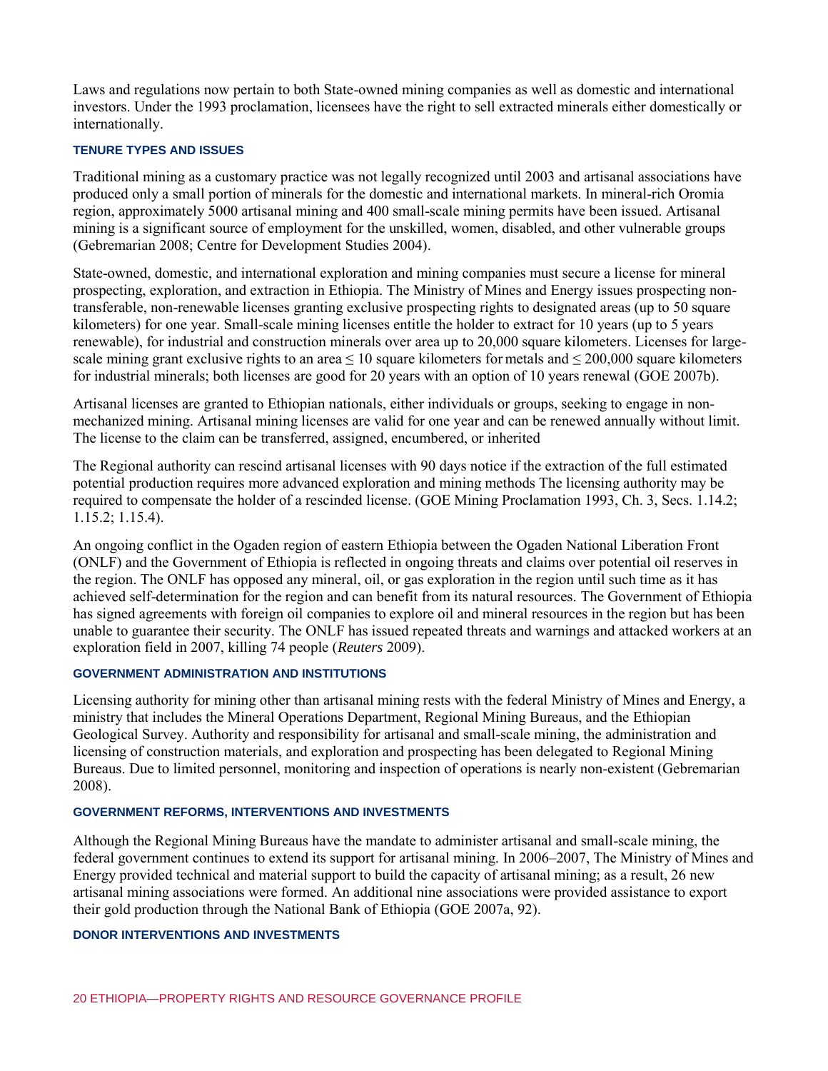Laws and regulations now pertain to both State-owned mining companies as well as domestic and international investors. Under the 1993 proclamation, licensees have the right to sell extracted minerals either domestically or internationally.

### TENURE TYPES AND ISSUES

Traditional mining as a customary practice was not legally recognized until 2003 and artisanal associations have produced only a small portion of minerals for the domestic and international markets. In mineral-rich Oromia region, approximately 5000 artisanal mining and 400 small-scale mining permits have been issued. Artisanal mining is a significant source of employment for the unskilled, women, disabled, and other vulnerable groups (Gebremarian 2008; Centre for Development Studies 2004).

State-owned, domestic, and international exploration and mining companies must secure a license for mineral prospecting, exploration, and extraction in Ethiopia. The Ministry of Mines and Energy issues prospecting non-transferable, non-renewable licenses granting exclusive prospecting rights to designated areas (up to 50 square kilometers) for one year. Small-scale mining licenses entitle the holder to extract for 10 years (up to 5 years renewable), for industrial and construction minerals over area up to 20,000 square kilometers. Licenses for large-scale mining grant exclusive rights to an area ≤ 10 square kilometers for metals and ≤ 200,000 square kilometers for industrial minerals; both licenses are good for 20 years with an option of 10 years renewal (GOE 2007b).

Artisanal licenses are granted to Ethiopian nationals, either individuals or groups, seeking to engage in non-mechanized mining. Artisanal mining licenses are valid for one year and can be renewed annually without limit. The license to the claim can be transferred, assigned, encumbered, or inherited

The Regional authority can rescind artisanal licenses with 90 days notice if the extraction of the full estimated potential production requires more advanced exploration and mining methods The licensing authority may be required to compensate the holder of a rescinded license. (GOE Mining Proclamation 1993, Ch. 3, Secs. 1.14.2; 1.15.2; 1.15.4).

An ongoing conflict in the Ogaden region of eastern Ethiopia between the Ogaden National Liberation Front (ONLF) and the Government of Ethiopia is reflected in ongoing threats and claims over potential oil reserves in the region. The ONLF has opposed any mineral, oil, or gas exploration in the region until such time as it has achieved self-determination for the region and can benefit from its natural resources. The Government of Ethiopia has signed agreements with foreign oil companies to explore oil and mineral resources in the region but has been unable to guarantee their security. The ONLF has issued repeated threats and warnings and attacked workers at an exploration field in 2007, killing 74 people (*Reuters* 2009).

### GOVERNMENT ADMINISTRATION AND INSTITUTIONS

Licensing authority for mining other than artisanal mining rests with the federal Ministry of Mines and Energy, a ministry that includes the Mineral Operations Department, Regional Mining Bureaus, and the Ethiopian Geological Survey. Authority and responsibility for artisanal and small-scale mining, the administration and licensing of construction materials, and exploration and prospecting has been delegated to Regional Mining Bureaus. Due to limited personnel, monitoring and inspection of operations is nearly non-existent (Gebremarian 2008).

### GOVERNMENT REFORMS, INTERVENTIONS AND INVESTMENTS

Although the Regional Mining Bureaus have the mandate to administer artisanal and small-scale mining, the federal government continues to extend its support for artisanal mining. In 2006–2007, The Ministry of Mines and Energy provided technical and material support to build the capacity of artisanal mining; as a result, 26 new artisanal mining associations were formed. An additional nine associations were provided assistance to export their gold production through the National Bank of Ethiopia (GOE 2007a, 92).

### DONOR INTERVENTIONS AND INVESTMENTS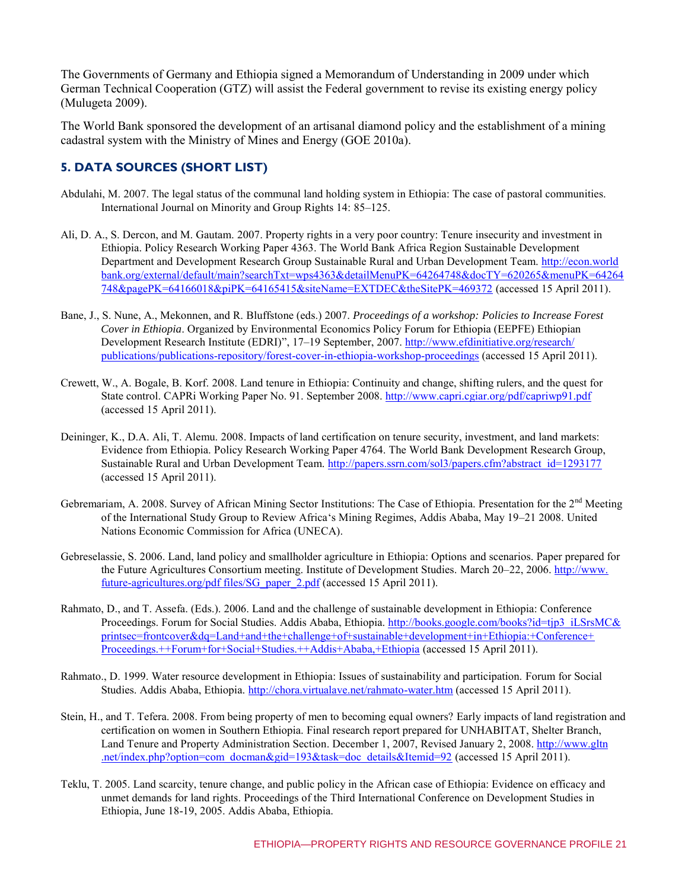The Governments of Germany and Ethiopia signed a Memorandum of Understanding in 2009 under which German Technical Cooperation (GTZ) will assist the Federal government to revise its existing energy policy (Mulugeta 2009).

The World Bank sponsored the development of an artisanal diamond policy and the establishment of a mining cadastral system with the Ministry of Mines and Energy (GOE 2010a).

## 5. DATA SOURCES (SHORT LIST)

Abdulahi, M. 2007. The legal status of the communal land holding system in Ethiopia: The case of pastoral communities. International Journal on Minority and Group Rights 14: 85–125.

Ali, D. A., S. Dercon, and M. Gautam. 2007. Property rights in a very poor country: Tenure insecurity and investment in Ethiopia. Policy Research Working Paper 4363. The World Bank Africa Region Sustainable Development Department and Development Research Group Sustainable Rural and Urban Development Team. http://econ.worldbank.org/external/default/main?searchTxt=wps4363&detailMenuPK=64264748&docTY=620265&menuPK=64264748&pagePK=64166018&piPK=64165415&siteName=EXTDEC&theSitePK=469372 (accessed 15 April 2011).

Bane, J., S. Nune, A., Mekonnen, and R. Bluffstone (eds.) 2007. *Proceedings of a workshop: Policies to Increase Forest Cover in Ethiopia*. Organized by Environmental Economics Policy Forum for Ethiopia (EEPFE) Ethiopian Development Research Institute (EDRI)", 17–19 September, 2007. http://www.efdinitiative.org/research/publications/publications-repository/forest-cover-in-ethiopia-workshop-proceedings (accessed 15 April 2011).

Crewett, W., A. Bogale, B. Korf. 2008. Land tenure in Ethiopia: Continuity and change, shifting rulers, and the quest for State control. CAPRi Working Paper No. 91. September 2008. http://www.capri.cgiar.org/pdf/capriwp91.pdf (accessed 15 April 2011).

Deininger, K., D.A. Ali, T. Alemu. 2008. Impacts of land certification on tenure security, investment, and land markets: Evidence from Ethiopia. Policy Research Working Paper 4764. The World Bank Development Research Group, Sustainable Rural and Urban Development Team. http://papers.ssrn.com/sol3/papers.cfm?abstract_id=1293177 (accessed 15 April 2011).

Gebremariam, A. 2008. Survey of African Mining Sector Institutions: The Case of Ethiopia. Presentation for the 2nd Meeting of the International Study Group to Review Africa's Mining Regimes, Addis Ababa, May 19–21 2008. United Nations Economic Commission for Africa (UNECA).

Gebreselassie, S. 2006. Land, land policy and smallholder agriculture in Ethiopia: Options and scenarios. Paper prepared for the Future Agricultures Consortium meeting. Institute of Development Studies. March 20–22, 2006. http://www.future-agricultures.org/pdf files/SG_paper_2.pdf (accessed 15 April 2011).

Rahmato, D., and T. Assefa. (Eds.). 2006. Land and the challenge of sustainable development in Ethiopia: Conference Proceedings. Forum for Social Studies. Addis Ababa, Ethiopia. http://books.google.com/books?id=tjp3_iLSrsMC&printsec=frontcover&dq=Land+and+the+challenge+of+sustainable+development+in+Ethiopia:+Conference+Proceedings.++Forum+for+Social+Studies.++Addis+Ababa,+Ethiopia (accessed 15 April 2011).

Rahmato., D. 1999. Water resource development in Ethiopia: Issues of sustainability and participation. Forum for Social Studies. Addis Ababa, Ethiopia. http://chora.virtualave.net/rahmato-water.htm (accessed 15 April 2011).

Stein, H., and T. Tefera. 2008. From being property of men to becoming equal owners? Early impacts of land registration and certification on women in Southern Ethiopia. Final research report prepared for UNHABITAT, Shelter Branch, Land Tenure and Property Administration Section. December 1, 2007, Revised January 2, 2008. http://www.gltn.net/index.php?option=com_docman&gid=193&task=doc_details&Itemid=92 (accessed 15 April 2011).

Teklu, T. 2005. Land scarcity, tenure change, and public policy in the African case of Ethiopia: Evidence on efficacy and unmet demands for land rights. Proceedings of the Third International Conference on Development Studies in Ethiopia, June 18-19, 2005. Addis Ababa, Ethiopia.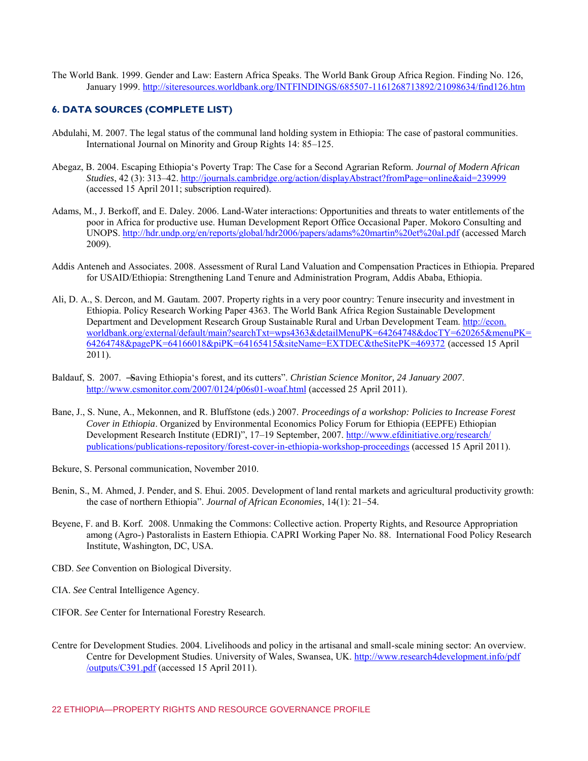The World Bank. 1999. Gender and Law: Eastern Africa Speaks. The World Bank Group Africa Region. Finding No. 126, January 1999. http://siteresources.worldbank.org/INTFINDINGS/685507-1161268713892/21098634/find126.htm

## 6. DATA SOURCES (COMPLETE LIST)

Abdulahi, M. 2007. The legal status of the communal land holding system in Ethiopia: The case of pastoral communities. International Journal on Minority and Group Rights 14: 85–125.

Abegaz, B. 2004. Escaping Ethiopia's Poverty Trap: The Case for a Second Agrarian Reform. *Journal of Modern African Studies*, 42 (3): 313–42. http://journals.cambridge.org/action/displayAbstract?fromPage=online&aid=239999 (accessed 15 April 2011; subscription required).

Adams, M., J. Berkoff, and E. Daley. 2006. Land-Water interactions: Opportunities and threats to water entitlements of the poor in Africa for productive use. Human Development Report Office Occasional Paper. Mokoro Consulting and UNOPS. http://hdr.undp.org/en/reports/global/hdr2006/papers/adams%20martin%20et%20al.pdf (accessed March 2009).

Addis Anteneh and Associates. 2008. Assessment of Rural Land Valuation and Compensation Practices in Ethiopia. Prepared for USAID/Ethiopia: Strengthening Land Tenure and Administration Program, Addis Ababa, Ethiopia.

Ali, D. A., S. Dercon, and M. Gautam. 2007. Property rights in a very poor country: Tenure insecurity and investment in Ethiopia. Policy Research Working Paper 4363. The World Bank Africa Region Sustainable Development Department and Development Research Group Sustainable Rural and Urban Development Team. http://econ.worldbank.org/external/default/main?searchTxt=wps4363&detailMenuPK=64264748&docTY=620265&menuPK=64264748&pagePK=64166018&piPK=64165415&siteName=EXTDEC&theSitePK=469372 (accessed 15 April 2011).

Baldauf, S. 2007. ―Saving Ethiopia's forest, and its cutters". *Christian Science Monitor, 24 January 2007*. http://www.csmonitor.com/2007/0124/p06s01-woaf.html (accessed 25 April 2011).

Bane, J., S. Nune, A., Mekonnen, and R. Bluffstone (eds.) 2007. *Proceedings of a workshop: Policies to Increase Forest Cover in Ethiopia*. Organized by Environmental Economics Policy Forum for Ethiopia (EEPFE) Ethiopian Development Research Institute (EDRI)", 17–19 September, 2007. http://www.efdinitiative.org/research/publications/publications-repository/forest-cover-in-ethiopia-workshop-proceedings (accessed 15 April 2011).

Bekure, S. Personal communication, November 2010.

Benin, S., M. Ahmed, J. Pender, and S. Ehui. 2005. Development of land rental markets and agricultural productivity growth: the case of northern Ethiopia". *Journal of African Economies*, 14(1): 21–54.

Beyene, F. and B. Korf. 2008. Unmaking the Commons: Collective action. Property Rights, and Resource Appropriation among (Agro-) Pastoralists in Eastern Ethiopia. CAPRI Working Paper No. 88. International Food Policy Research Institute, Washington, DC, USA.

CBD. *See* Convention on Biological Diversity.

CIA. *See* Central Intelligence Agency.

CIFOR. *See* Center for International Forestry Research.

Centre for Development Studies. 2004. Livelihoods and policy in the artisanal and small-scale mining sector: An overview. Centre for Development Studies. University of Wales, Swansea, UK. http://www.research4development.info/pdf/outputs/C391.pdf (accessed 15 April 2011).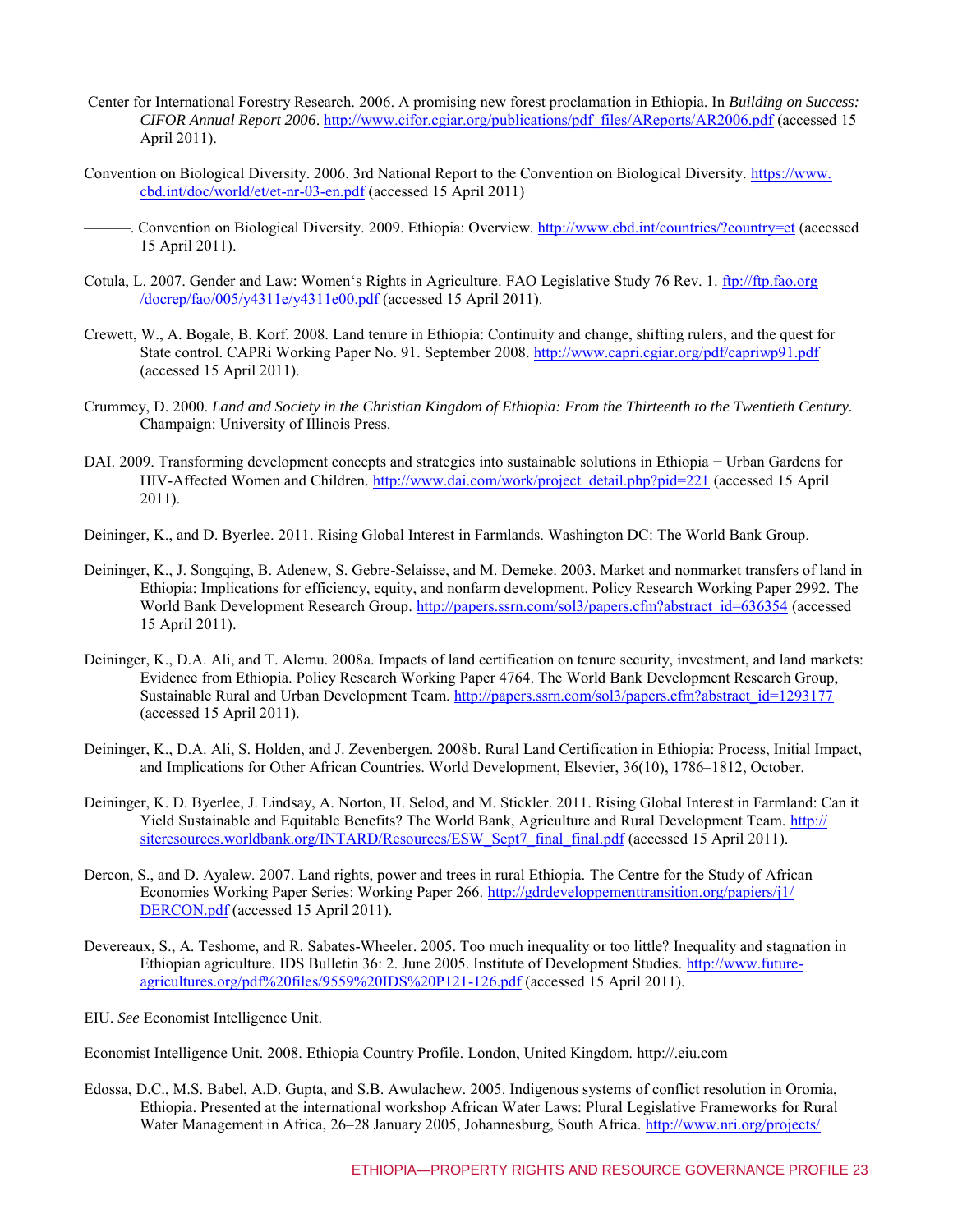Center for International Forestry Research. 2006. A promising new forest proclamation in Ethiopia. In *Building on Success: CIFOR Annual Report 2006*. http://www.cifor.cgiar.org/publications/pdf_files/AReports/AR2006.pdf (accessed 15 April 2011).

Convention on Biological Diversity. 2006. 3rd National Report to the Convention on Biological Diversity. https://www.cbd.int/doc/world/et/et-nr-03-en.pdf (accessed 15 April 2011)

———. Convention on Biological Diversity. 2009. Ethiopia: Overview. http://www.cbd.int/countries/?country=et (accessed 15 April 2011).

Cotula, L. 2007. Gender and Law: Women's Rights in Agriculture. FAO Legislative Study 76 Rev. 1. ftp://ftp.fao.org/docrep/fao/005/y4311e/y4311e00.pdf (accessed 15 April 2011).

Crewett, W., A. Bogale, B. Korf. 2008. Land tenure in Ethiopia: Continuity and change, shifting rulers, and the quest for State control. CAPRi Working Paper No. 91. September 2008. http://www.capri.cgiar.org/pdf/capriwp91.pdf (accessed 15 April 2011).

Crummey, D. 2000. *Land and Society in the Christian Kingdom of Ethiopia: From the Thirteenth to the Twentieth Century.* Champaign: University of Illinois Press.

DAI. 2009. Transforming development concepts and strategies into sustainable solutions in Ethiopia – Urban Gardens for HIV-Affected Women and Children. http://www.dai.com/work/project_detail.php?pid=221 (accessed 15 April 2011).

Deininger, K., and D. Byerlee. 2011. Rising Global Interest in Farmlands. Washington DC: The World Bank Group.

Deininger, K., J. Songqing, B. Adenew, S. Gebre-Selaisse, and M. Demeke. 2003. Market and nonmarket transfers of land in Ethiopia: Implications for efficiency, equity, and nonfarm development. Policy Research Working Paper 2992. The World Bank Development Research Group. http://papers.ssrn.com/sol3/papers.cfm?abstract_id=636354 (accessed 15 April 2011).

Deininger, K., D.A. Ali, and T. Alemu. 2008a. Impacts of land certification on tenure security, investment, and land markets: Evidence from Ethiopia. Policy Research Working Paper 4764. The World Bank Development Research Group, Sustainable Rural and Urban Development Team. http://papers.ssrn.com/sol3/papers.cfm?abstract_id=1293177 (accessed 15 April 2011).

Deininger, K., D.A. Ali, S. Holden, and J. Zevenbergen. 2008b. Rural Land Certification in Ethiopia: Process, Initial Impact, and Implications for Other African Countries. World Development, Elsevier, 36(10), 1786–1812, October.

Deininger, K. D. Byerlee, J. Lindsay, A. Norton, H. Selod, and M. Stickler. 2011. Rising Global Interest in Farmland: Can it Yield Sustainable and Equitable Benefits? The World Bank, Agriculture and Rural Development Team. http://siteresources.worldbank.org/INTARD/Resources/ESW_Sept7_final_final.pdf (accessed 15 April 2011).

Dercon, S., and D. Ayalew. 2007. Land rights, power and trees in rural Ethiopia. The Centre for the Study of African Economies Working Paper Series: Working Paper 266. http://gdrdeveloppementtransition.org/papiers/j1/DERCON.pdf (accessed 15 April 2011).

Devereaux, S., A. Teshome, and R. Sabates-Wheeler. 2005. Too much inequality or too little? Inequality and stagnation in Ethiopian agriculture. IDS Bulletin 36: 2. June 2005. Institute of Development Studies. http://www.future-agricultures.org/pdf%20files/9559%20IDS%20P121-126.pdf (accessed 15 April 2011).

EIU. *See* Economist Intelligence Unit.

Economist Intelligence Unit. 2008. Ethiopia Country Profile. London, United Kingdom. http://.eiu.com

Edossa, D.C., M.S. Babel, A.D. Gupta, and S.B. Awulachew. 2005. Indigenous systems of conflict resolution in Oromia, Ethiopia. Presented at the international workshop African Water Laws: Plural Legislative Frameworks for Rural Water Management in Africa, 26–28 January 2005, Johannesburg, South Africa. http://www.nri.org/projects/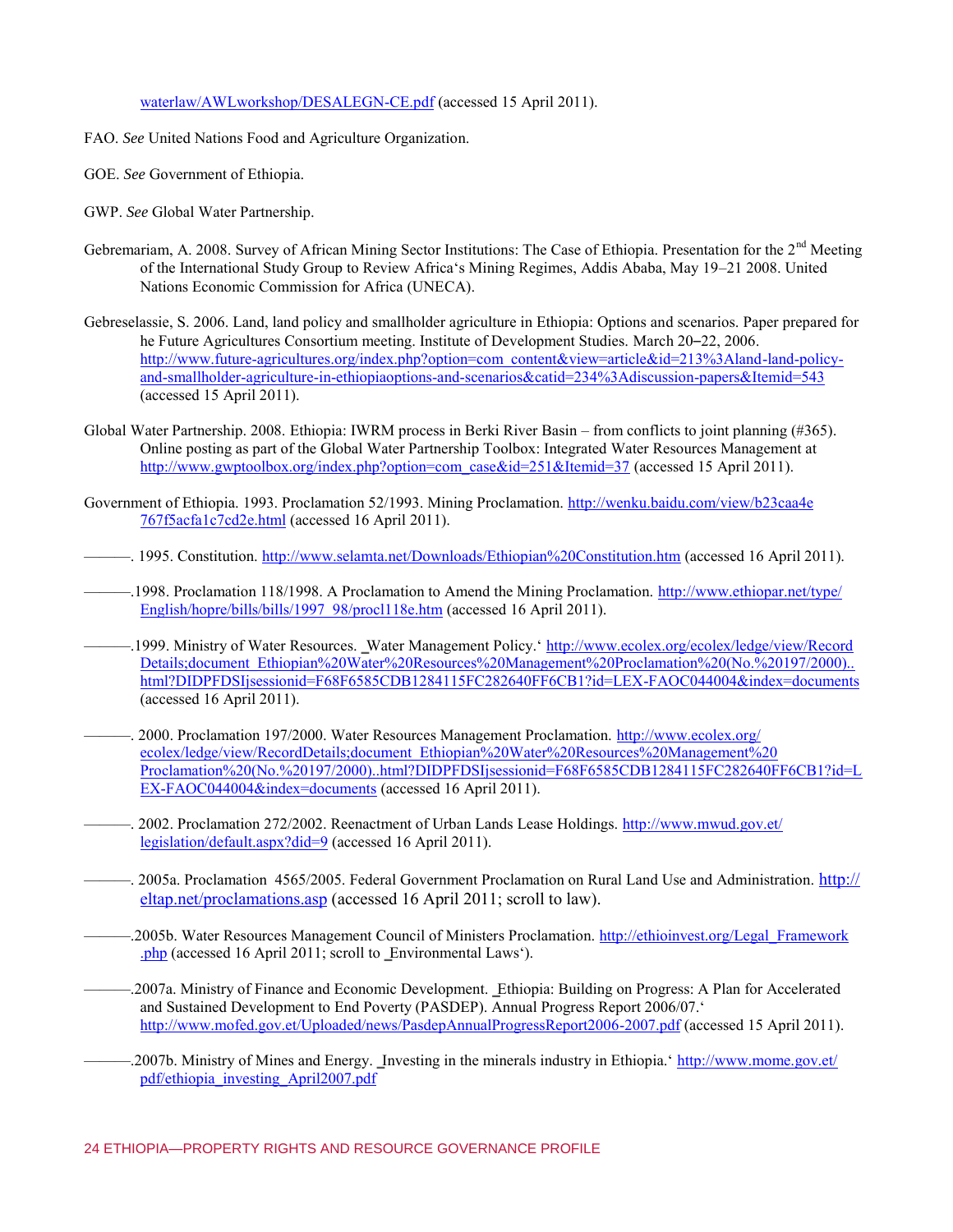waterlaw/AWLworkshop/DESALEGN-CE.pdf (accessed 15 April 2011).

FAO. *See* United Nations Food and Agriculture Organization.

GOE. *See* Government of Ethiopia.

GWP. *See* Global Water Partnership.

Gebremariam, A. 2008. Survey of African Mining Sector Institutions: The Case of Ethiopia. Presentation for the 2nd Meeting of the International Study Group to Review Africa's Mining Regimes, Addis Ababa, May 19–21 2008. United Nations Economic Commission for Africa (UNECA).

Gebreselassie, S. 2006. Land, land policy and smallholder agriculture in Ethiopia: Options and scenarios. Paper prepared for he Future Agricultures Consortium meeting. Institute of Development Studies. March 20–22, 2006. http://www.future-agricultures.org/index.php?option=com_content&view=article&id=213%3Aland-land-policy-and-smallholder-agriculture-in-ethiopiaoptions-and-scenarios&catid=234%3Adiscussion-papers&Itemid=543 (accessed 15 April 2011).

Global Water Partnership. 2008. Ethiopia: IWRM process in Berki River Basin – from conflicts to joint planning (#365). Online posting as part of the Global Water Partnership Toolbox: Integrated Water Resources Management at http://www.gwptoolbox.org/index.php?option=com_case&id=251&Itemid=37 (accessed 15 April 2011).

Government of Ethiopia. 1993. Proclamation 52/1993. Mining Proclamation. http://wenku.baidu.com/view/b23caa4e767f5acfa1c7cd2e.html (accessed 16 April 2011).

———. 1995. Constitution. http://www.selamta.net/Downloads/Ethiopian%20Constitution.htm (accessed 16 April 2011).

———.1998. Proclamation 118/1998. A Proclamation to Amend the Mining Proclamation. http://www.ethiopar.net/type/English/hopre/bills/bills/1997_98/procl118e.htm (accessed 16 April 2011).

———.1999. Ministry of Water Resources. ‗Water Management Policy.' http://www.ecolex.org/ecolex/ledge/view/RecordDetails;document_Ethiopian%20Water%20Resources%20Management%20Proclamation%20(No.%20197/2000)..html?DIDPFDSIjsessionid=F68F6585CDB1284115FC282640FF6CB1?id=LEX-FAOC044004&index=documents (accessed 16 April 2011).

———. 2000. Proclamation 197/2000. Water Resources Management Proclamation. http://www.ecolex.org/ecolex/ledge/view/RecordDetails;document_Ethiopian%20Water%20Resources%20Management%20Proclamation%20(No.%20197/2000)..html?DIDPFDSIjsessionid=F68F6585CDB1284115FC282640FF6CB1?id=LEX-FAOC044004&index=documents (accessed 16 April 2011).

———. 2002. Proclamation 272/2002. Reenactment of Urban Lands Lease Holdings. http://www.mwud.gov.et/legislation/default.aspx?did=9 (accessed 16 April 2011).

———. 2005a. Proclamation 4565/2005. Federal Government Proclamation on Rural Land Use and Administration. http://eltap.net/proclamations.asp (accessed 16 April 2011; scroll to law).

———.2005b. Water Resources Management Council of Ministers Proclamation. http://ethioinvest.org/Legal_Framework.php (accessed 16 April 2011; scroll to ‗Environmental Laws').

———.2007a. Ministry of Finance and Economic Development. ‗Ethiopia: Building on Progress: A Plan for Accelerated and Sustained Development to End Poverty (PASDEP). Annual Progress Report 2006/07.' http://www.mofed.gov.et/Uploaded/news/PasdepAnnualProgressReport2006-2007.pdf (accessed 15 April 2011).

———.2007b. Ministry of Mines and Energy. ‗Investing in the minerals industry in Ethiopia.' http://www.mome.gov.et/pdf/ethiopia_investing_April2007.pdf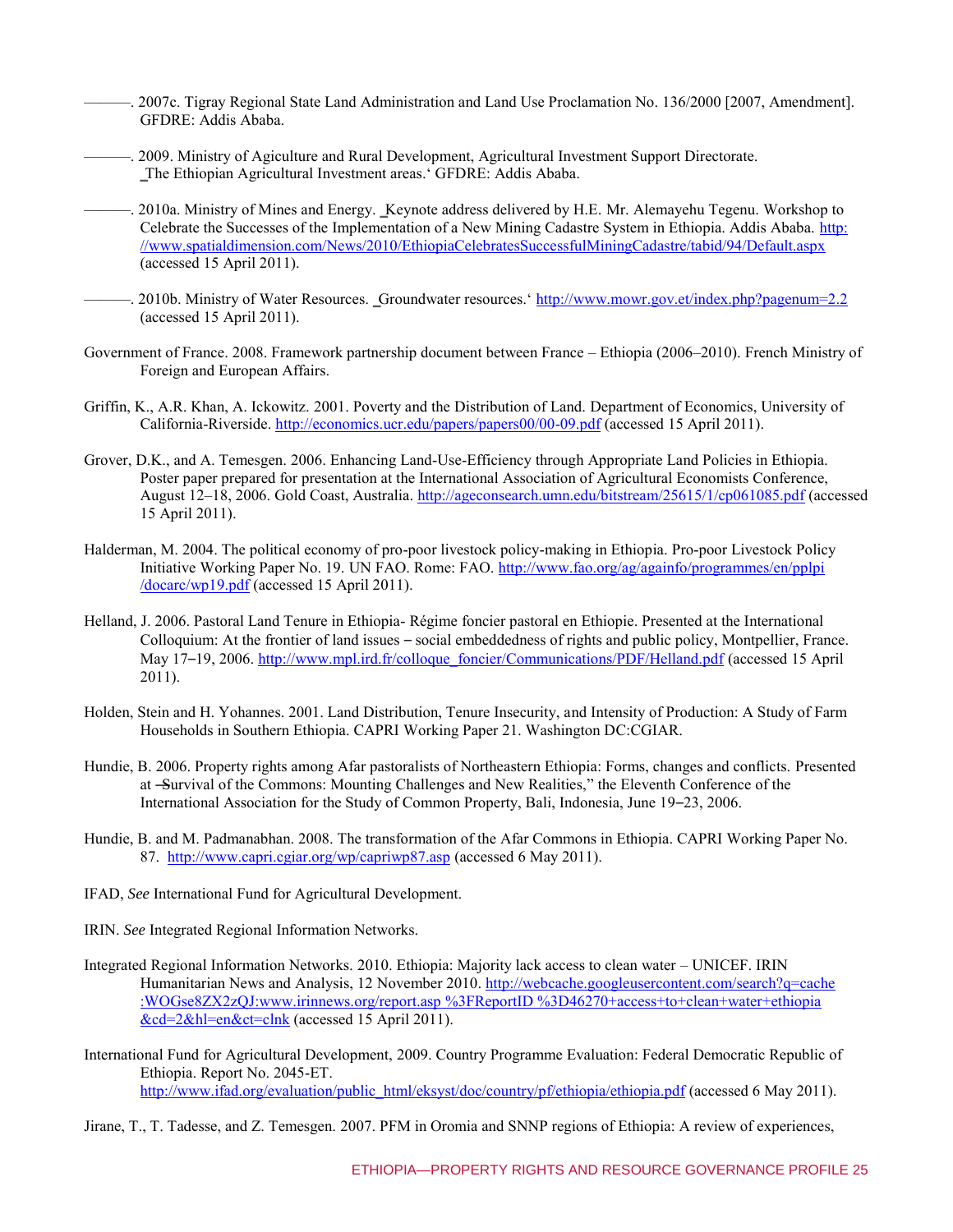———. 2007c. Tigray Regional State Land Administration and Land Use Proclamation No. 136/2000 [2007, Amendment]. GFDRE: Addis Ababa.

———. 2009. Ministry of Agiculture and Rural Development, Agricultural Investment Support Directorate. ‗The Ethiopian Agricultural Investment areas.' GFDRE: Addis Ababa.

———. 2010a. Ministry of Mines and Energy. ‗Keynote address delivered by H.E. Mr. Alemayehu Tegenu. Workshop to Celebrate the Successes of the Implementation of a New Mining Cadastre System in Ethiopia. Addis Ababa. http://www.spatialdimension.com/News/2010/EthiopiaCelebratesSuccessfulMiningCadastre/tabid/94/Default.aspx (accessed 15 April 2011).

———. 2010b. Ministry of Water Resources. ‗Groundwater resources.' http://www.mowr.gov.et/index.php?pagenum=2.2 (accessed 15 April 2011).

Government of France. 2008. Framework partnership document between France – Ethiopia (2006–2010). French Ministry of Foreign and European Affairs.

Griffin, K., A.R. Khan, A. Ickowitz. 2001. Poverty and the Distribution of Land. Department of Economics, University of California-Riverside. http://economics.ucr.edu/papers/papers00/00-09.pdf (accessed 15 April 2011).

Grover, D.K., and A. Temesgen. 2006. Enhancing Land-Use-Efficiency through Appropriate Land Policies in Ethiopia. Poster paper prepared for presentation at the International Association of Agricultural Economists Conference, August 12–18, 2006. Gold Coast, Australia. http://ageconsearch.umn.edu/bitstream/25615/1/cp061085.pdf (accessed 15 April 2011).

Halderman, M. 2004. The political economy of pro-poor livestock policy-making in Ethiopia. Pro-poor Livestock Policy Initiative Working Paper No. 19. UN FAO. Rome: FAO. http://www.fao.org/ag/againfo/programmes/en/pplpi/docarc/wp19.pdf (accessed 15 April 2011).

Helland, J. 2006. Pastoral Land Tenure in Ethiopia- Régime foncier pastoral en Ethiopie. Presented at the International Colloquium: At the frontier of land issues – social embeddedness of rights and public policy, Montpellier, France. May 17–19, 2006. http://www.mpl.ird.fr/colloque_foncier/Communications/PDF/Helland.pdf (accessed 15 April 2011).

Holden, Stein and H. Yohannes. 2001. Land Distribution, Tenure Insecurity, and Intensity of Production: A Study of Farm Households in Southern Ethiopia. CAPRI Working Paper 21. Washington DC:CGIAR.

Hundie, B. 2006. Property rights among Afar pastoralists of Northeastern Ethiopia: Forms, changes and conflicts. Presented at ―Survival of the Commons: Mounting Challenges and New Realities," the Eleventh Conference of the International Association for the Study of Common Property, Bali, Indonesia, June 19–23, 2006.

Hundie, B. and M. Padmanabhan. 2008. The transformation of the Afar Commons in Ethiopia. CAPRI Working Paper No. 87. http://www.capri.cgiar.org/wp/capriwp87.asp (accessed 6 May 2011).

IFAD, *See* International Fund for Agricultural Development.

IRIN. *See* Integrated Regional Information Networks.

Integrated Regional Information Networks. 2010. Ethiopia: Majority lack access to clean water – UNICEF. IRIN Humanitarian News and Analysis, 12 November 2010. http://webcache.googleusercontent.com/search?q=cache:WOGse8ZX2zQJ:www.irinnews.org/report.asp %3FReportID %3D46270+access+to+clean+water+ethiopia&cd=2&hl=en&ct=clnk (accessed 15 April 2011).

International Fund for Agricultural Development, 2009. Country Programme Evaluation: Federal Democratic Republic of Ethiopia. Report No. 2045-ET. http://www.ifad.org/evaluation/public_html/eksyst/doc/country/pf/ethiopia/ethiopia.pdf (accessed 6 May 2011).

Jirane, T., T. Tadesse, and Z. Temesgen. 2007. PFM in Oromia and SNNP regions of Ethiopia: A review of experiences,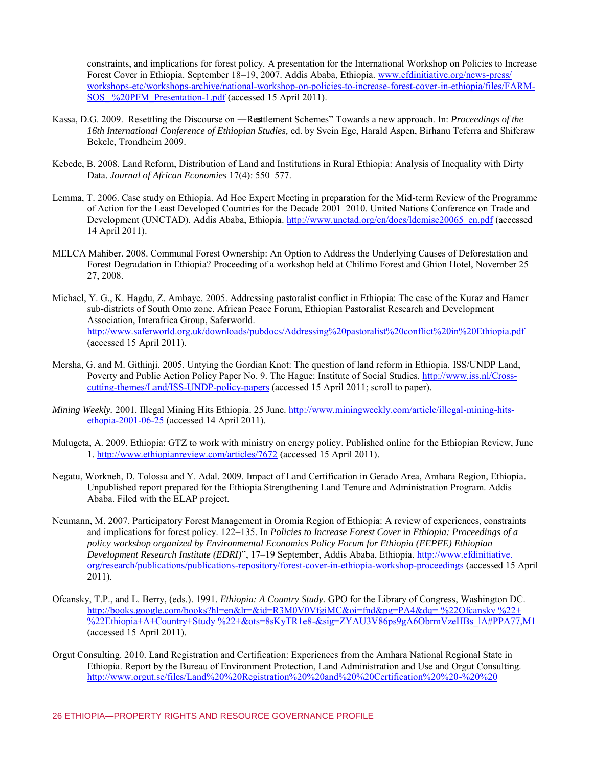constraints, and implications for forest policy. A presentation for the International Workshop on Policies to Increase Forest Cover in Ethiopia. September 18–19, 2007. Addis Ababa, Ethiopia. www.efdinitiative.org/news-press/workshops-etc/workshops-archive/national-workshop-on-policies-to-increase-forest-cover-in-ethiopia/files/FARM-SOS_%20PFM_Presentation-1.pdf (accessed 15 April 2011).

Kassa, D.G. 2009. Resettling the Discourse on ―Resettlement Schemes" Towards a new approach. In: *Proceedings of the 16th International Conference of Ethiopian Studies,* ed. by Svein Ege, Harald Aspen, Birhanu Teferra and Shiferaw Bekele, Trondheim 2009.

Kebede, B. 2008. Land Reform, Distribution of Land and Institutions in Rural Ethiopia: Analysis of Inequality with Dirty Data. *Journal of African Economies* 17(4): 550–577.

Lemma, T. 2006. Case study on Ethiopia. Ad Hoc Expert Meeting in preparation for the Mid-term Review of the Programme of Action for the Least Developed Countries for the Decade 2001–2010. United Nations Conference on Trade and Development (UNCTAD). Addis Ababa, Ethiopia. http://www.unctad.org/en/docs/ldcmisc20065_en.pdf (accessed 14 April 2011).

MELCA Mahiber. 2008. Communal Forest Ownership: An Option to Address the Underlying Causes of Deforestation and Forest Degradation in Ethiopia? Proceeding of a workshop held at Chilimo Forest and Ghion Hotel, November 25–27, 2008.

Michael, Y. G., K. Hagdu, Z. Ambaye. 2005. Addressing pastoralist conflict in Ethiopia: The case of the Kuraz and Hamer sub-districts of South Omo zone. African Peace Forum, Ethiopian Pastoralist Research and Development Association, Interafrica Group, Saferworld. http://www.saferworld.org.uk/downloads/pubdocs/Addressing%20pastoralist%20conflict%20in%20Ethiopia.pdf (accessed 15 April 2011).

Mersha, G. and M. Githinji. 2005. Untying the Gordian Knot: The question of land reform in Ethiopia. ISS/UNDP Land, Poverty and Public Action Policy Paper No. 9. The Hague: Institute of Social Studies. http://www.iss.nl/Cross-cutting-themes/Land/ISS-UNDP-policy-papers (accessed 15 April 2011; scroll to paper).

*Mining Weekly.* 2001. Illegal Mining Hits Ethiopia. 25 June. http://www.miningweekly.com/article/illegal-mining-hits-ethopia-2001-06-25 (accessed 14 April 2011).

Mulugeta, A. 2009. Ethiopia: GTZ to work with ministry on energy policy. Published online for the Ethiopian Review, June 1. http://www.ethiopianreview.com/articles/7672 (accessed 15 April 2011).

Negatu, Workneh, D. Tolossa and Y. Adal. 2009. Impact of Land Certification in Gerado Area, Amhara Region, Ethiopia. Unpublished report prepared for the Ethiopia Strengthening Land Tenure and Administration Program. Addis Ababa. Filed with the ELAP project.

Neumann, M. 2007. Participatory Forest Management in Oromia Region of Ethiopia: A review of experiences, constraints and implications for forest policy. 122–135. In *Policies to Increase Forest Cover in Ethiopia: Proceedings of a policy workshop organized by Environmental Economics Policy Forum for Ethiopia (EEPFE) Ethiopian Development Research Institute (EDRI)*", 17–19 September, Addis Ababa, Ethiopia. http://www.efdinitiative.org/research/publications/publications-repository/forest-cover-in-ethiopia-workshop-proceedings (accessed 15 April 2011).

Ofcansky, T.P., and L. Berry, (eds.). 1991. *Ethiopia: A Country Study.* GPO for the Library of Congress, Washington DC. http://books.google.com/books?hl=en&lr=&id=R3M0V0VfgiMC&oi=fnd&pg=PA4&dq= %22Ofcansky %22+%22Ethiopia+A+Country+Study %22+&ots=8sKyTR1e8-&sig=ZYAU3V86ps9gA6ObrmVzeHBs_lA#PPA77,M1 (accessed 15 April 2011).

Orgut Consulting. 2010. Land Registration and Certification: Experiences from the Amhara National Regional State in Ethiopia. Report by the Bureau of Environment Protection, Land Administration and Use and Orgut Consulting. http://www.orgut.se/files/Land%20%20Registration%20%20and%20%20Certification%20%20-%20%20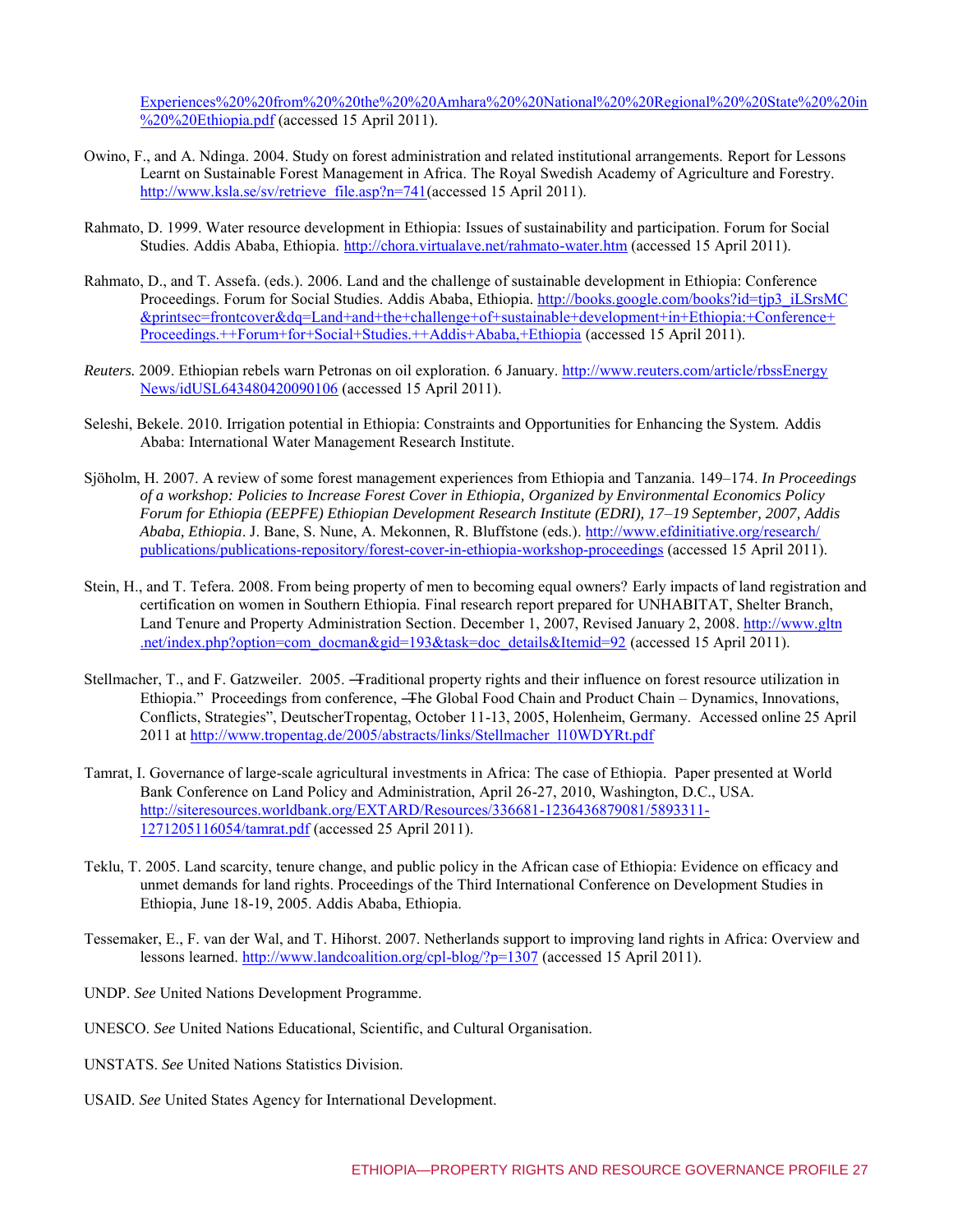Experiences%20%20from%20%20the%20%20Amhara%20%20National%20%20Regional%20%20State%20%20in%20%20Ethiopia.pdf (accessed 15 April 2011).

Owino, F., and A. Ndinga. 2004. Study on forest administration and related institutional arrangements. Report for Lessons Learnt on Sustainable Forest Management in Africa. The Royal Swedish Academy of Agriculture and Forestry. http://www.ksla.se/sv/retrieve_file.asp?n=741(accessed 15 April 2011).

Rahmato, D. 1999. Water resource development in Ethiopia: Issues of sustainability and participation. Forum for Social Studies. Addis Ababa, Ethiopia. http://chora.virtualave.net/rahmato-water.htm (accessed 15 April 2011).

Rahmato, D., and T. Assefa. (eds.). 2006. Land and the challenge of sustainable development in Ethiopia: Conference Proceedings. Forum for Social Studies. Addis Ababa, Ethiopia. http://books.google.com/books?id=tjp3_iLSrsMC&printsec=frontcover&dq=Land+and+the+challenge+of+sustainable+development+in+Ethiopia:+Conference+Proceedings.++Forum+for+Social+Studies.++Addis+Ababa,+Ethiopia (accessed 15 April 2011).

*Reuters.* 2009. Ethiopian rebels warn Petronas on oil exploration. 6 January. http://www.reuters.com/article/rbssEnergyNews/idUSL643480420090106 (accessed 15 April 2011).

Seleshi, Bekele. 2010. Irrigation potential in Ethiopia: Constraints and Opportunities for Enhancing the System. Addis Ababa: International Water Management Research Institute.

Sjöholm, H. 2007. A review of some forest management experiences from Ethiopia and Tanzania. 149–174. *In Proceedings of a workshop: Policies to Increase Forest Cover in Ethiopia, Organized by Environmental Economics Policy Forum for Ethiopia (EEPFE) Ethiopian Development Research Institute (EDRI), 17–19 September, 2007, Addis Ababa, Ethiopia*. J. Bane, S. Nune, A. Mekonnen, R. Bluffstone (eds.). http://www.efdinitiative.org/research/publications/publications-repository/forest-cover-in-ethiopia-workshop-proceedings (accessed 15 April 2011).

Stein, H., and T. Tefera. 2008. From being property of men to becoming equal owners? Early impacts of land registration and certification on women in Southern Ethiopia. Final research report prepared for UNHABITAT, Shelter Branch, Land Tenure and Property Administration Section. December 1, 2007, Revised January 2, 2008. http://www.gltn.net/index.php?option=com_docman&gid=193&task=doc_details&Itemid=92 (accessed 15 April 2011).

Stellmacher, T., and F. Gatzweiler. 2005. ―Traditional property rights and their influence on forest resource utilization in Ethiopia." Proceedings from conference, ―The Global Food Chain and Product Chain – Dynamics, Innovations, Conflicts, Strategies", DeutscherTropentag, October 11-13, 2005, Holenheim, Germany. Accessed online 25 April 2011 at http://www.tropentag.de/2005/abstracts/links/Stellmacher_l10WDYRt.pdf

Tamrat, I. Governance of large-scale agricultural investments in Africa: The case of Ethiopia. Paper presented at World Bank Conference on Land Policy and Administration, April 26-27, 2010, Washington, D.C., USA. http://siteresources.worldbank.org/EXTARD/Resources/336681-1236436879081/5893311-1271205116054/tamrat.pdf (accessed 25 April 2011).

Teklu, T. 2005. Land scarcity, tenure change, and public policy in the African case of Ethiopia: Evidence on efficacy and unmet demands for land rights. Proceedings of the Third International Conference on Development Studies in Ethiopia, June 18-19, 2005. Addis Ababa, Ethiopia.

Tessemaker, E., F. van der Wal, and T. Hihorst. 2007. Netherlands support to improving land rights in Africa: Overview and lessons learned. http://www.landcoalition.org/cpl-blog/?p=1307 (accessed 15 April 2011).

UNDP. *See* United Nations Development Programme.

UNESCO. *See* United Nations Educational, Scientific, and Cultural Organisation.

UNSTATS. *See* United Nations Statistics Division.

USAID. *See* United States Agency for International Development.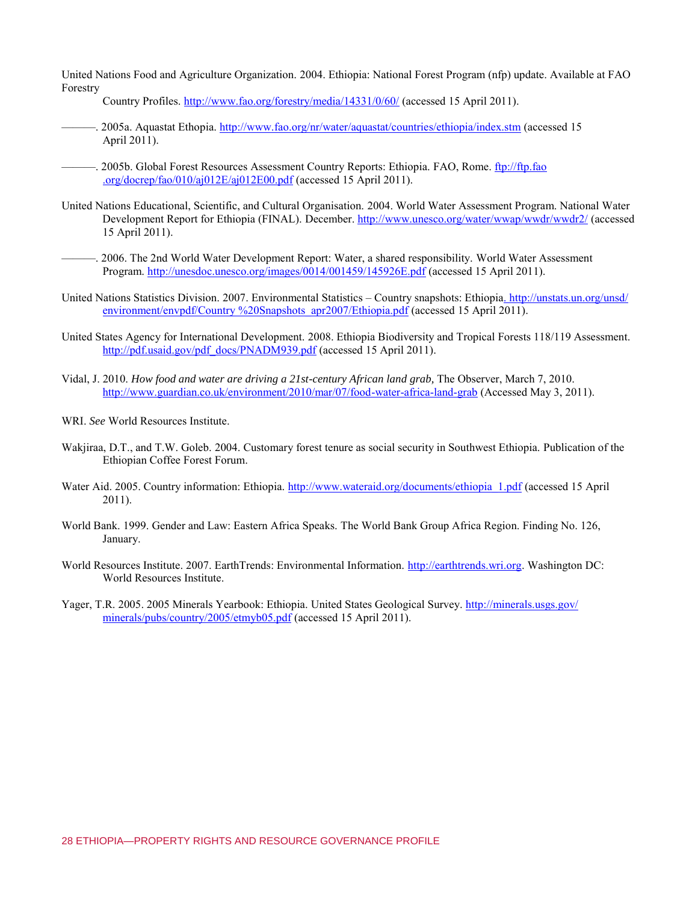United Nations Food and Agriculture Organization. 2004. Ethiopia: National Forest Program (nfp) update. Available at FAO Forestry Country Profiles. http://www.fao.org/forestry/media/14331/0/60/ (accessed 15 April 2011).

———. 2005a. Aquastat Ethopia. http://www.fao.org/nr/water/aquastat/countries/ethiopia/index.stm (accessed 15 April 2011).

———. 2005b. Global Forest Resources Assessment Country Reports: Ethiopia. FAO, Rome. ftp://ftp.fao.org/docrep/fao/010/aj012E/aj012E00.pdf (accessed 15 April 2011).

United Nations Educational, Scientific, and Cultural Organisation. 2004. World Water Assessment Program. National Water Development Report for Ethiopia (FINAL). December. http://www.unesco.org/water/wwap/wwdr/wwdr2/ (accessed 15 April 2011).

———. 2006. The 2nd World Water Development Report: Water, a shared responsibility. World Water Assessment Program. http://unesdoc.unesco.org/images/0014/001459/145926E.pdf (accessed 15 April 2011).

United Nations Statistics Division. 2007. Environmental Statistics – Country snapshots: Ethiopia. http://unstats.un.org/unsd/environment/envpdf/Country %20Snapshots_apr2007/Ethiopia.pdf (accessed 15 April 2011).

United States Agency for International Development. 2008. Ethiopia Biodiversity and Tropical Forests 118/119 Assessment. http://pdf.usaid.gov/pdf_docs/PNADM939.pdf (accessed 15 April 2011).

Vidal, J. 2010. *How food and water are driving a 21st-century African land grab,* The Observer, March 7, 2010. http://www.guardian.co.uk/environment/2010/mar/07/food-water-africa-land-grab (Accessed May 3, 2011).

WRI. *See* World Resources Institute.

Wakjiraa, D.T., and T.W. Goleb. 2004. Customary forest tenure as social security in Southwest Ethiopia. Publication of the Ethiopian Coffee Forest Forum.

Water Aid. 2005. Country information: Ethiopia. http://www.wateraid.org/documents/ethiopia_1.pdf (accessed 15 April 2011).

World Bank. 1999. Gender and Law: Eastern Africa Speaks. The World Bank Group Africa Region. Finding No. 126, January.

World Resources Institute. 2007. EarthTrends: Environmental Information. http://earthtrends.wri.org. Washington DC: World Resources Institute.

Yager, T.R. 2005. 2005 Minerals Yearbook: Ethiopia. United States Geological Survey. http://minerals.usgs.gov/minerals/pubs/country/2005/etmyb05.pdf (accessed 15 April 2011).